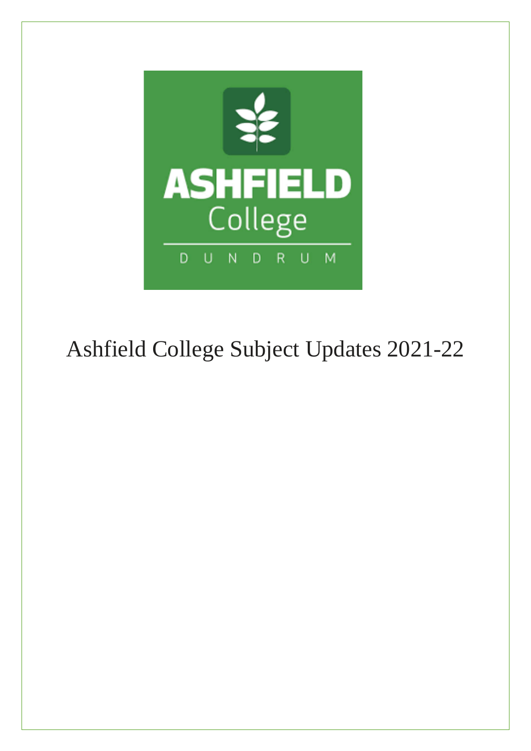ASHFIELD College

DUNDRUM

# Ashfield College Subject Updates 2021-22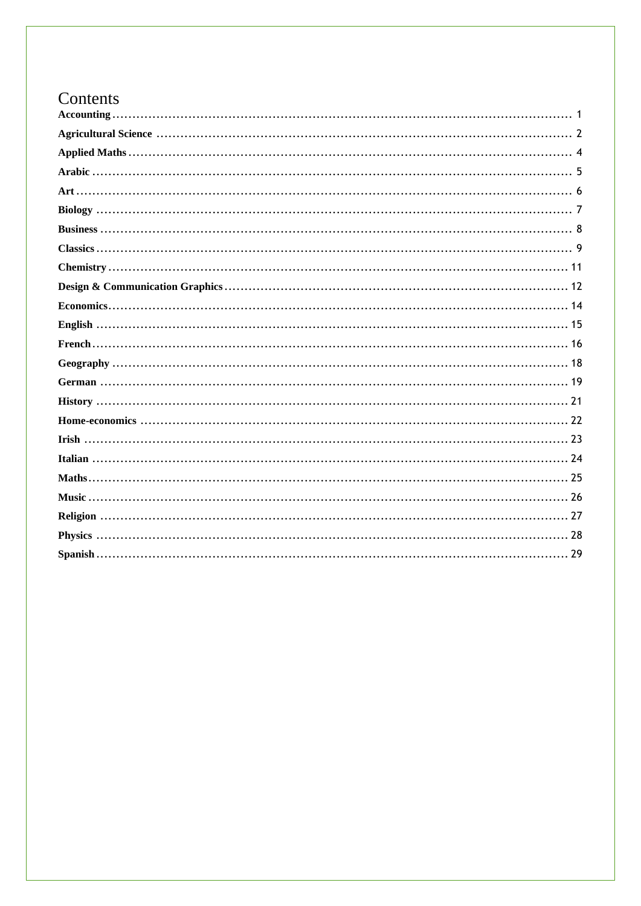# Contents

**Accounting** ........................................................................................................ 1
**Agricultural Science** ........................................................................................ 2
**Applied Maths** .................................................................................................. 4
**Arabic** ............................................................................................................... 5
**Art** ..................................................................................................................... 6
**Biology** .............................................................................................................. 7
**Business** ............................................................................................................ 8
**Classics** ............................................................................................................. 9
**Chemistry** ........................................................................................................ 11
**Design & Communication Graphics** .............................................................. 12
**Economics** ........................................................................................................ 14
**English** ............................................................................................................. 15
**French** .............................................................................................................. 16
**Geography** ........................................................................................................ 18
**German** ............................................................................................................. 19
**History** .............................................................................................................. 21
**Home-economics** .............................................................................................. 22
**Irish** ................................................................................................................... 23
**Italian** ............................................................................................................... 24
**Maths** ................................................................................................................ 25
**Music** ................................................................................................................. 26
**Religion** ............................................................................................................. 27
**Physics** .............................................................................................................. 28
**Spanish** ............................................................................................................. 29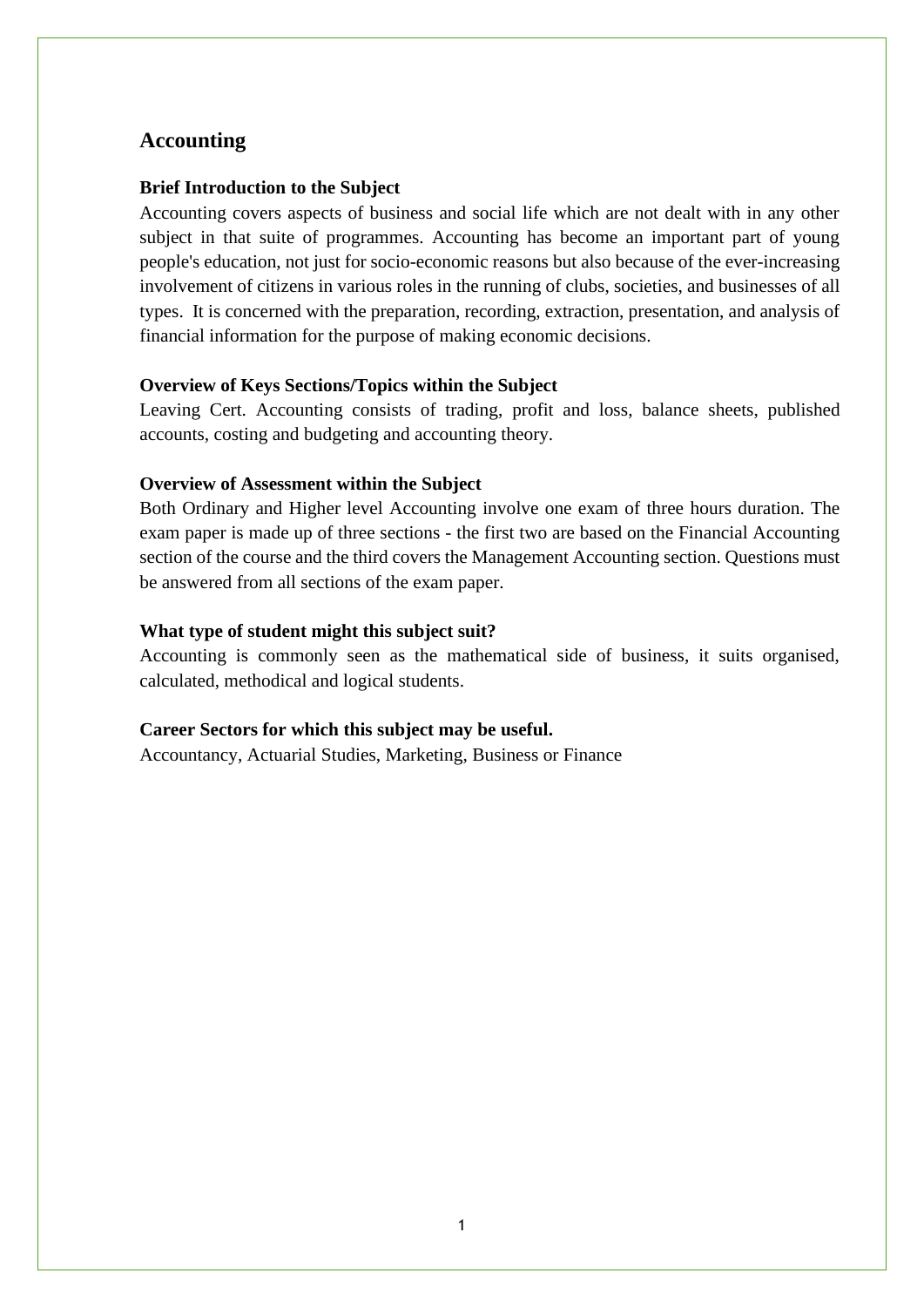## Accounting

**Brief Introduction to the Subject**

Accounting covers aspects of business and social life which are not dealt with in any other subject in that suite of programmes. Accounting has become an important part of young people's education, not just for socio-economic reasons but also because of the ever-increasing involvement of citizens in various roles in the running of clubs, societies, and businesses of all types. It is concerned with the preparation, recording, extraction, presentation, and analysis of financial information for the purpose of making economic decisions.

**Overview of Keys Sections/Topics within the Subject**

Leaving Cert. Accounting consists of trading, profit and loss, balance sheets, published accounts, costing and budgeting and accounting theory.

**Overview of Assessment within the Subject**

Both Ordinary and Higher level Accounting involve one exam of three hours duration. The exam paper is made up of three sections - the first two are based on the Financial Accounting section of the course and the third covers the Management Accounting section. Questions must be answered from all sections of the exam paper.

**What type of student might this subject suit?**

Accounting is commonly seen as the mathematical side of business, it suits organised, calculated, methodical and logical students.

**Career Sectors for which this subject may be useful.**

Accountancy, Actuarial Studies, Marketing, Business or Finance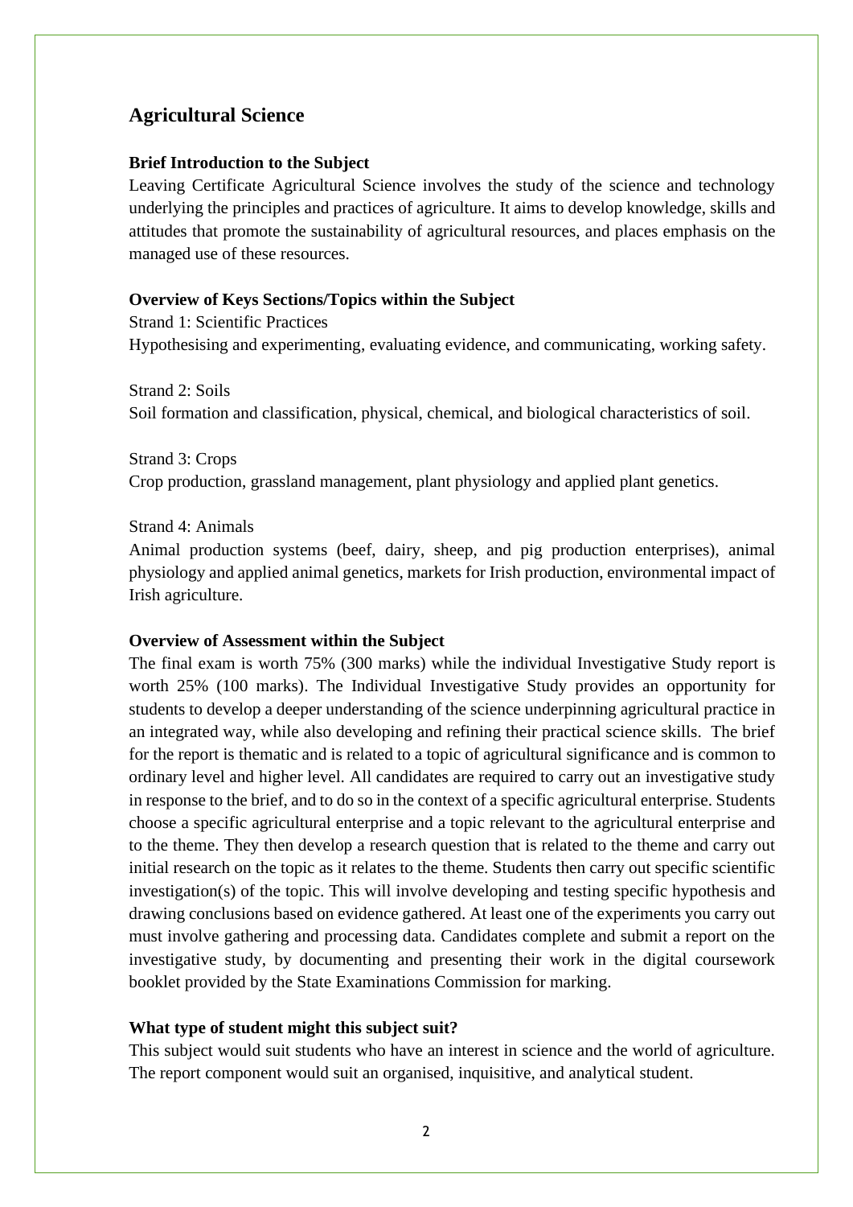## Agricultural Science

### Brief Introduction to the Subject

Leaving Certificate Agricultural Science involves the study of the science and technology underlying the principles and practices of agriculture. It aims to develop knowledge, skills and attitudes that promote the sustainability of agricultural resources, and places emphasis on the managed use of these resources.

### Overview of Keys Sections/Topics within the Subject

Strand 1: Scientific Practices
Hypothesising and experimenting, evaluating evidence, and communicating, working safety.

Strand 2: Soils
Soil formation and classification, physical, chemical, and biological characteristics of soil.

Strand 3: Crops
Crop production, grassland management, plant physiology and applied plant genetics.

Strand 4: Animals
Animal production systems (beef, dairy, sheep, and pig production enterprises), animal physiology and applied animal genetics, markets for Irish production, environmental impact of Irish agriculture.

### Overview of Assessment within the Subject

The final exam is worth 75% (300 marks) while the individual Investigative Study report is worth 25% (100 marks). The Individual Investigative Study provides an opportunity for students to develop a deeper understanding of the science underpinning agricultural practice in an integrated way, while also developing and refining their practical science skills. The brief for the report is thematic and is related to a topic of agricultural significance and is common to ordinary level and higher level. All candidates are required to carry out an investigative study in response to the brief, and to do so in the context of a specific agricultural enterprise. Students choose a specific agricultural enterprise and a topic relevant to the agricultural enterprise and to the theme. They then develop a research question that is related to the theme and carry out initial research on the topic as it relates to the theme. Students then carry out specific scientific investigation(s) of the topic. This will involve developing and testing specific hypothesis and drawing conclusions based on evidence gathered. At least one of the experiments you carry out must involve gathering and processing data. Candidates complete and submit a report on the investigative study, by documenting and presenting their work in the digital coursework booklet provided by the State Examinations Commission for marking.

### What type of student might this subject suit?

This subject would suit students who have an interest in science and the world of agriculture. The report component would suit an organised, inquisitive, and analytical student.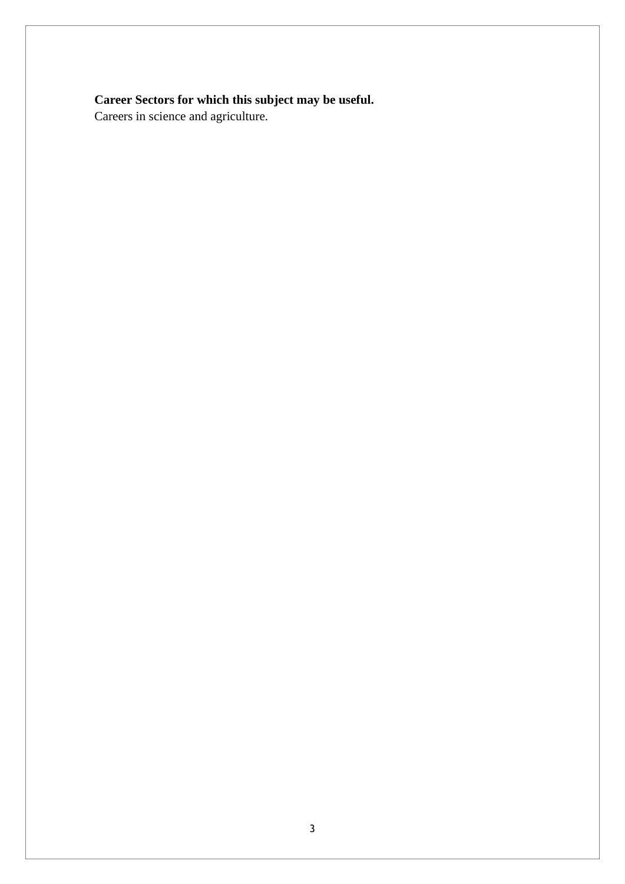**Career Sectors for which this subject may be useful.**

Careers in science and agriculture.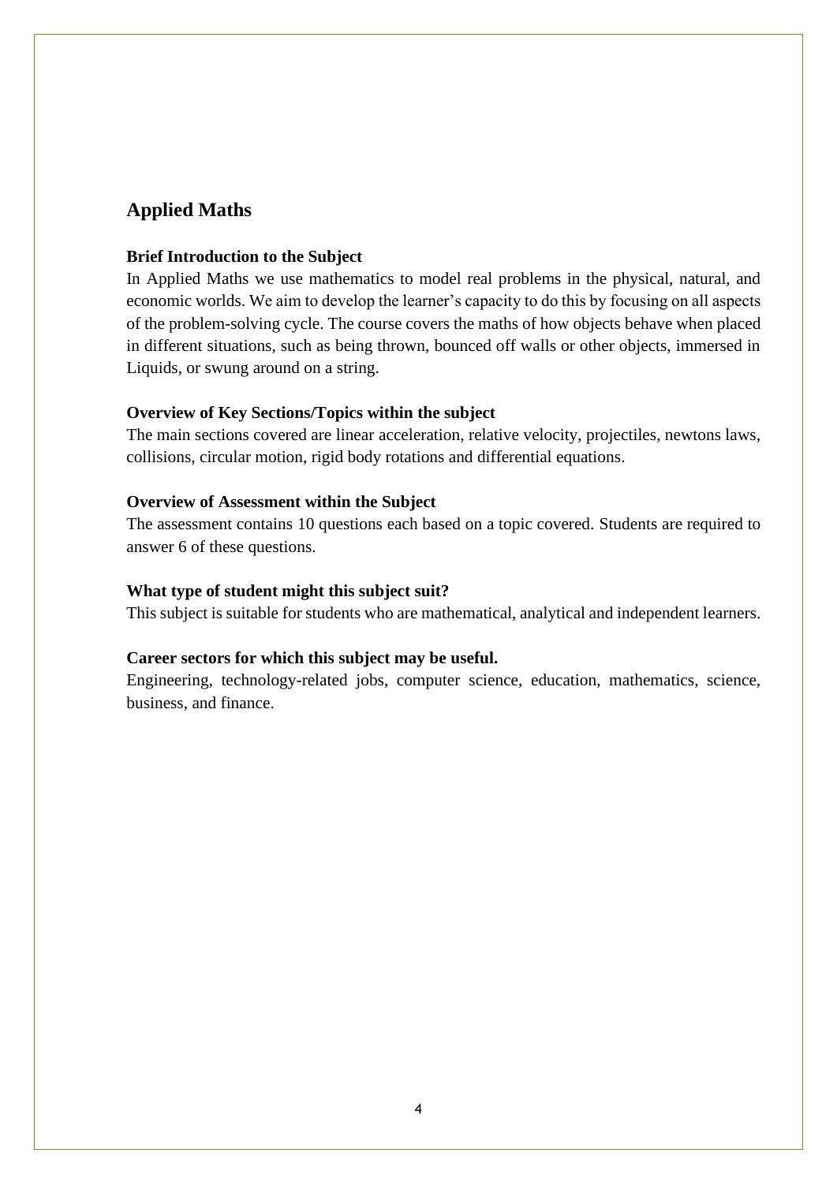## Applied Maths

### Brief Introduction to the Subject

In Applied Maths we use mathematics to model real problems in the physical, natural, and economic worlds. We aim to develop the learner's capacity to do this by focusing on all aspects of the problem-solving cycle. The course covers the maths of how objects behave when placed in different situations, such as being thrown, bounced off walls or other objects, immersed in Liquids, or swung around on a string.

### Overview of Key Sections/Topics within the subject

The main sections covered are linear acceleration, relative velocity, projectiles, newtons laws, collisions, circular motion, rigid body rotations and differential equations.

### Overview of Assessment within the Subject

The assessment contains 10 questions each based on a topic covered. Students are required to answer 6 of these questions.

### What type of student might this subject suit?

This subject is suitable for students who are mathematical, analytical and independent learners.

### Career sectors for which this subject may be useful.

Engineering, technology-related jobs, computer science, education, mathematics, science, business, and finance.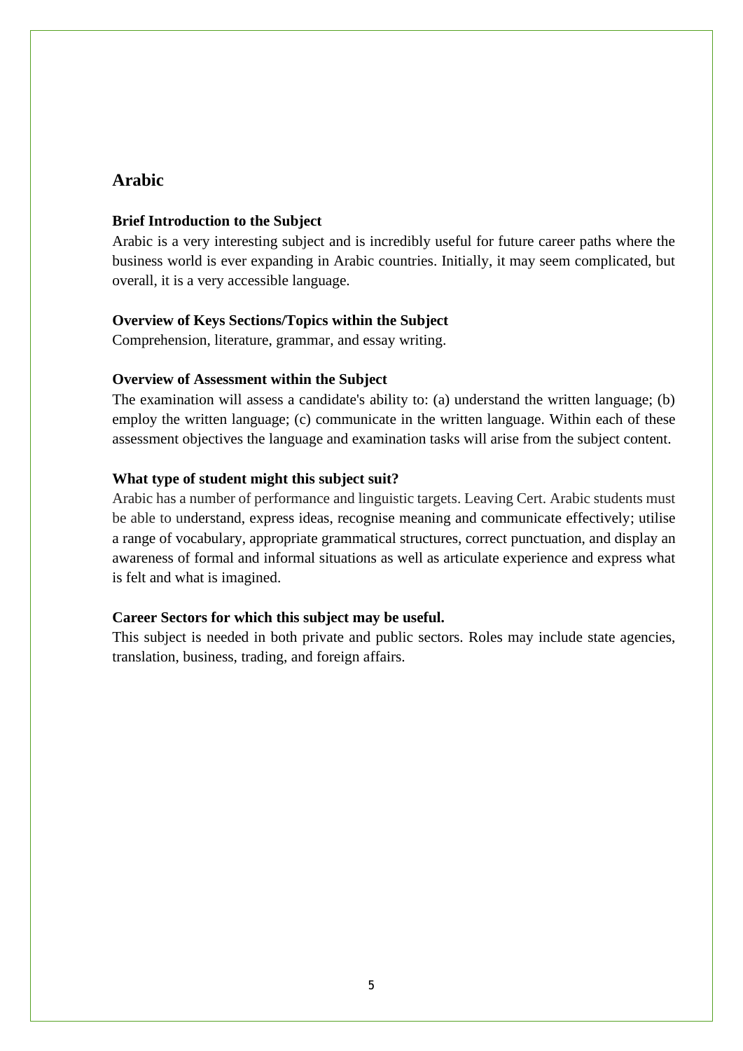## Arabic

### Brief Introduction to the Subject

Arabic is a very interesting subject and is incredibly useful for future career paths where the business world is ever expanding in Arabic countries. Initially, it may seem complicated, but overall, it is a very accessible language.

### Overview of Keys Sections/Topics within the Subject

Comprehension, literature, grammar, and essay writing.

### Overview of Assessment within the Subject

The examination will assess a candidate's ability to: (a) understand the written language; (b) employ the written language; (c) communicate in the written language. Within each of these assessment objectives the language and examination tasks will arise from the subject content.

### What type of student might this subject suit?

Arabic has a number of performance and linguistic targets. Leaving Cert. Arabic students must be able to understand, express ideas, recognise meaning and communicate effectively; utilise a range of vocabulary, appropriate grammatical structures, correct punctuation, and display an awareness of formal and informal situations as well as articulate experience and express what is felt and what is imagined.

### Career Sectors for which this subject may be useful.

This subject is needed in both private and public sectors. Roles may include state agencies, translation, business, trading, and foreign affairs.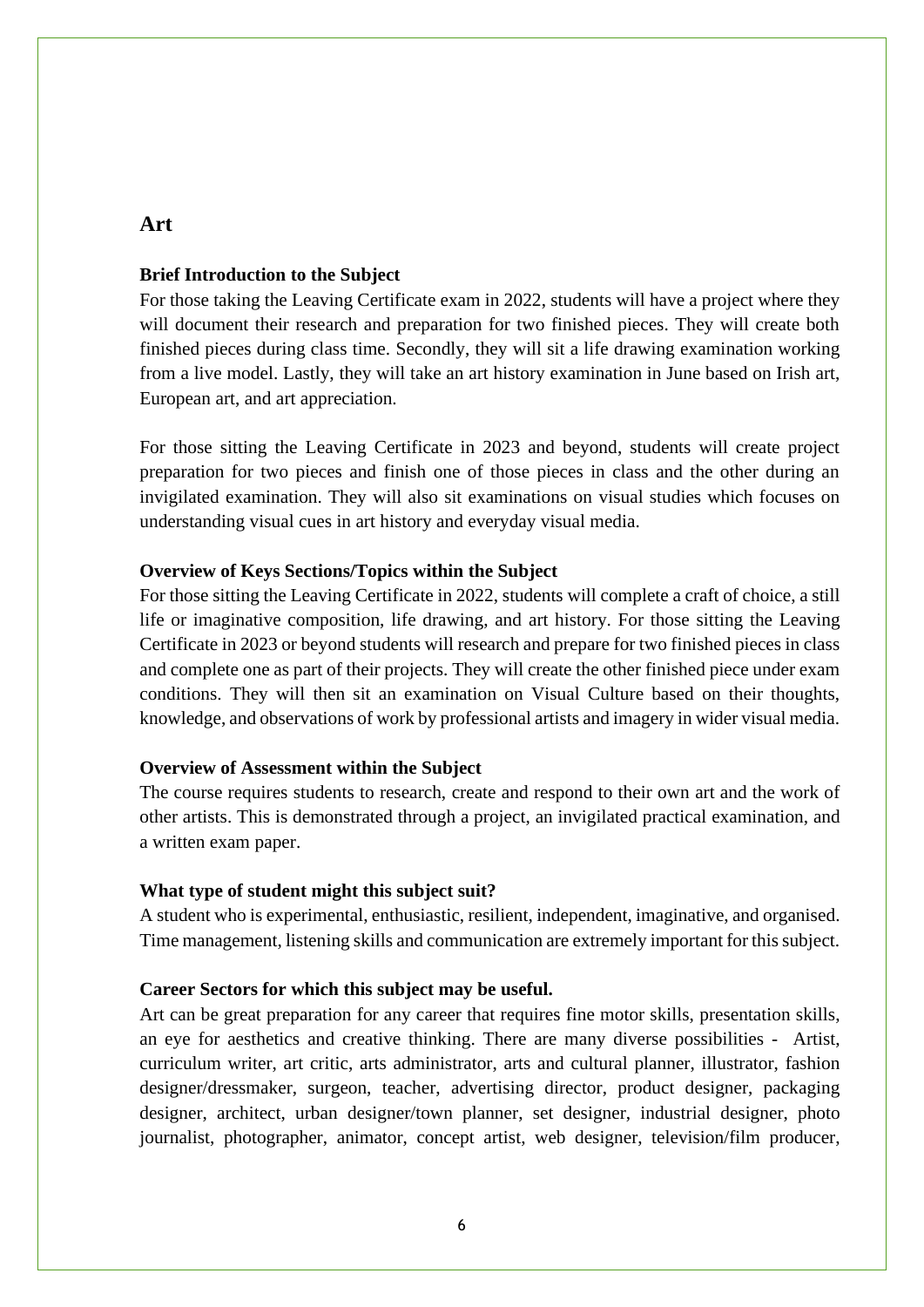## Art

### Brief Introduction to the Subject

For those taking the Leaving Certificate exam in 2022, students will have a project where they will document their research and preparation for two finished pieces. They will create both finished pieces during class time. Secondly, they will sit a life drawing examination working from a live model. Lastly, they will take an art history examination in June based on Irish art, European art, and art appreciation.

For those sitting the Leaving Certificate in 2023 and beyond, students will create project preparation for two pieces and finish one of those pieces in class and the other during an invigilated examination. They will also sit examinations on visual studies which focuses on understanding visual cues in art history and everyday visual media.

### Overview of Keys Sections/Topics within the Subject

For those sitting the Leaving Certificate in 2022, students will complete a craft of choice, a still life or imaginative composition, life drawing, and art history. For those sitting the Leaving Certificate in 2023 or beyond students will research and prepare for two finished pieces in class and complete one as part of their projects. They will create the other finished piece under exam conditions. They will then sit an examination on Visual Culture based on their thoughts, knowledge, and observations of work by professional artists and imagery in wider visual media.

### Overview of Assessment within the Subject

The course requires students to research, create and respond to their own art and the work of other artists. This is demonstrated through a project, an invigilated practical examination, and a written exam paper.

### What type of student might this subject suit?

A student who is experimental, enthusiastic, resilient, independent, imaginative, and organised. Time management, listening skills and communication are extremely important for this subject.

### Career Sectors for which this subject may be useful.

Art can be great preparation for any career that requires fine motor skills, presentation skills, an eye for aesthetics and creative thinking. There are many diverse possibilities - Artist, curriculum writer, art critic, arts administrator, arts and cultural planner, illustrator, fashion designer/dressmaker, surgeon, teacher, advertising director, product designer, packaging designer, architect, urban designer/town planner, set designer, industrial designer, photo journalist, photographer, animator, concept artist, web designer, television/film producer,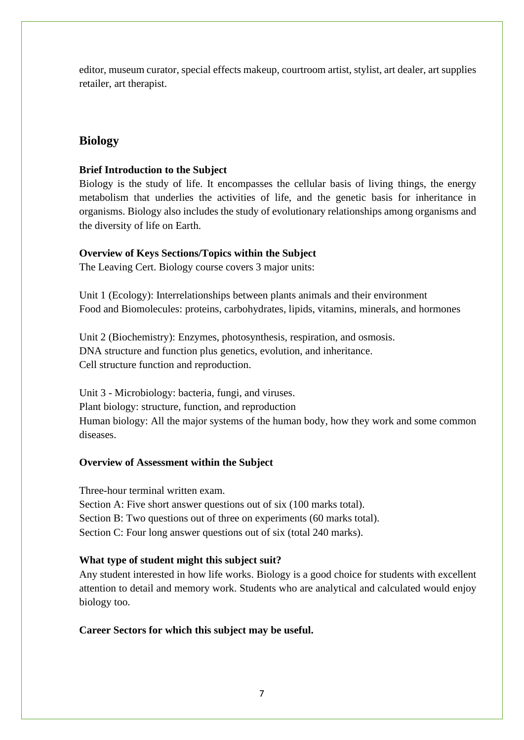editor, museum curator, special effects makeup, courtroom artist, stylist, art dealer, art supplies retailer, art therapist.

## Biology

**Brief Introduction to the Subject**

Biology is the study of life. It encompasses the cellular basis of living things, the energy metabolism that underlies the activities of life, and the genetic basis for inheritance in organisms. Biology also includes the study of evolutionary relationships among organisms and the diversity of life on Earth.

**Overview of Keys Sections/Topics within the Subject**

The Leaving Cert. Biology course covers 3 major units:

Unit 1 (Ecology): Interrelationships between plants animals and their environment
Food and Biomolecules: proteins, carbohydrates, lipids, vitamins, minerals, and hormones

Unit 2 (Biochemistry): Enzymes, photosynthesis, respiration, and osmosis.
DNA structure and function plus genetics, evolution, and inheritance.
Cell structure function and reproduction.

Unit 3 - Microbiology: bacteria, fungi, and viruses.
Plant biology: structure, function, and reproduction
Human biology: All the major systems of the human body, how they work and some common diseases.

**Overview of Assessment within the Subject**

Three-hour terminal written exam.
Section A: Five short answer questions out of six (100 marks total).
Section B: Two questions out of three on experiments (60 marks total).
Section C: Four long answer questions out of six (total 240 marks).

**What type of student might this subject suit?**

Any student interested in how life works. Biology is a good choice for students with excellent attention to detail and memory work. Students who are analytical and calculated would enjoy biology too.

**Career Sectors for which this subject may be useful.**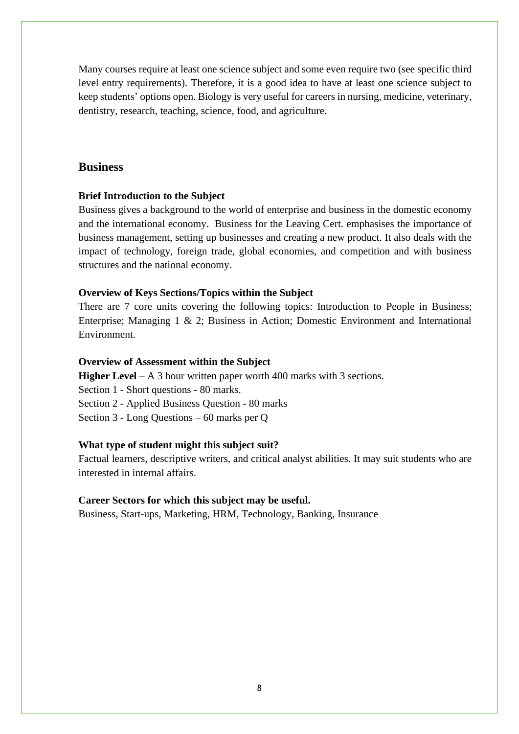Many courses require at least one science subject and some even require two (see specific third level entry requirements). Therefore, it is a good idea to have at least one science subject to keep students' options open. Biology is very useful for careers in nursing, medicine, veterinary, dentistry, research, teaching, science, food, and agriculture.

## Business

**Brief Introduction to the Subject**

Business gives a background to the world of enterprise and business in the domestic economy and the international economy. Business for the Leaving Cert. emphasises the importance of business management, setting up businesses and creating a new product. It also deals with the impact of technology, foreign trade, global economies, and competition and with business structures and the national economy.

**Overview of Keys Sections/Topics within the Subject**

There are 7 core units covering the following topics: Introduction to People in Business; Enterprise; Managing 1 & 2; Business in Action; Domestic Environment and International Environment.

**Overview of Assessment within the Subject**

**Higher Level** – A 3 hour written paper worth 400 marks with 3 sections.
Section 1 - Short questions - 80 marks.
Section 2 - Applied Business Question - 80 marks
Section 3 - Long Questions – 60 marks per Q

**What type of student might this subject suit?**

Factual learners, descriptive writers, and critical analyst abilities. It may suit students who are interested in internal affairs.

**Career Sectors for which this subject may be useful.**

Business, Start-ups, Marketing, HRM, Technology, Banking, Insurance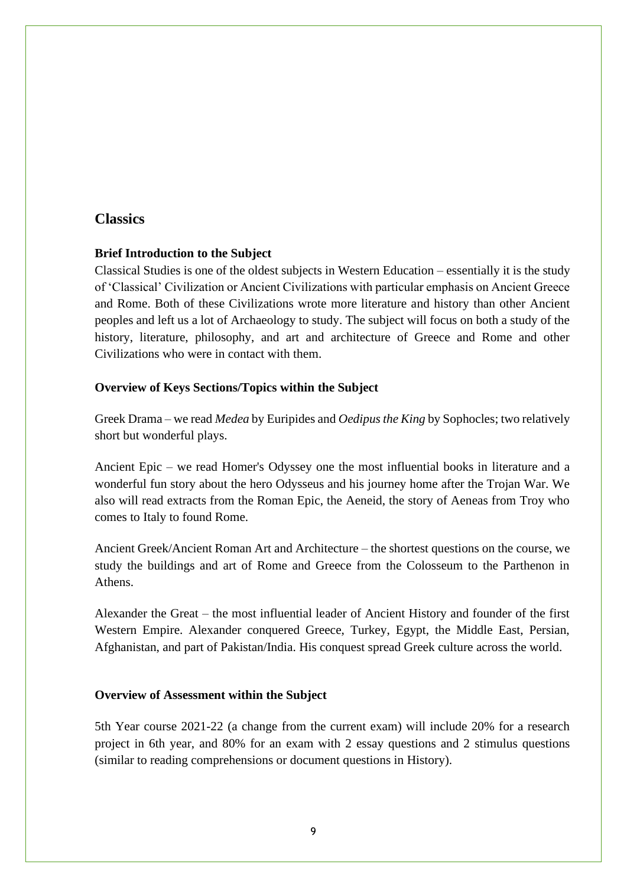## Classics

### Brief Introduction to the Subject

Classical Studies is one of the oldest subjects in Western Education – essentially it is the study of 'Classical' Civilization or Ancient Civilizations with particular emphasis on Ancient Greece and Rome. Both of these Civilizations wrote more literature and history than other Ancient peoples and left us a lot of Archaeology to study. The subject will focus on both a study of the history, literature, philosophy, and art and architecture of Greece and Rome and other Civilizations who were in contact with them.

### Overview of Keys Sections/Topics within the Subject

Greek Drama – we read *Medea* by Euripides and *Oedipus the King* by Sophocles; two relatively short but wonderful plays.

Ancient Epic – we read Homer's Odyssey one the most influential books in literature and a wonderful fun story about the hero Odysseus and his journey home after the Trojan War. We also will read extracts from the Roman Epic, the Aeneid, the story of Aeneas from Troy who comes to Italy to found Rome.

Ancient Greek/Ancient Roman Art and Architecture – the shortest questions on the course, we study the buildings and art of Rome and Greece from the Colosseum to the Parthenon in Athens.

Alexander the Great – the most influential leader of Ancient History and founder of the first Western Empire. Alexander conquered Greece, Turkey, Egypt, the Middle East, Persian, Afghanistan, and part of Pakistan/India. His conquest spread Greek culture across the world.

### Overview of Assessment within the Subject

5th Year course 2021-22 (a change from the current exam) will include 20% for a research project in 6th year, and 80% for an exam with 2 essay questions and 2 stimulus questions (similar to reading comprehensions or document questions in History).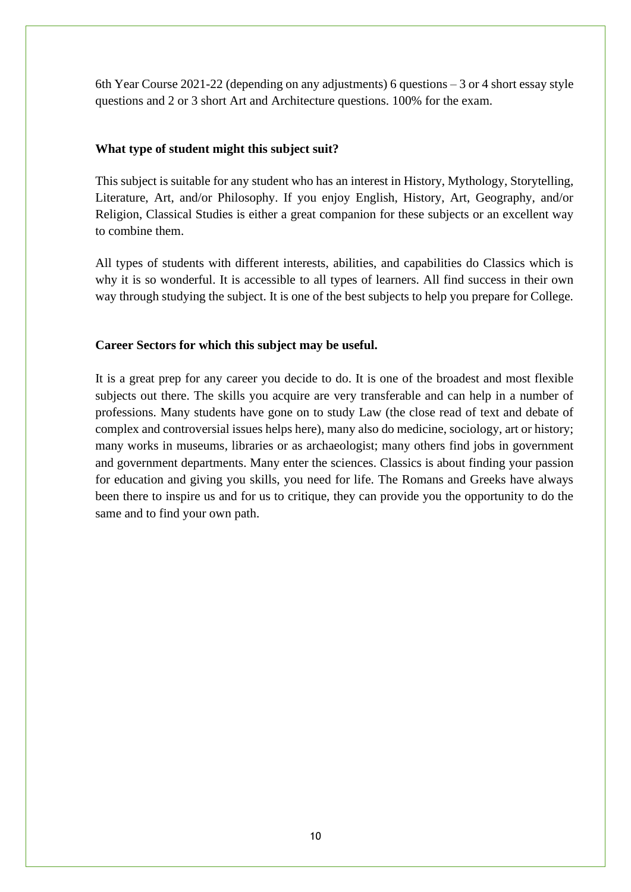6th Year Course 2021-22 (depending on any adjustments) 6 questions – 3 or 4 short essay style questions and 2 or 3 short Art and Architecture questions. 100% for the exam.

**What type of student might this subject suit?**

This subject is suitable for any student who has an interest in History, Mythology, Storytelling, Literature, Art, and/or Philosophy. If you enjoy English, History, Art, Geography, and/or Religion, Classical Studies is either a great companion for these subjects or an excellent way to combine them.

All types of students with different interests, abilities, and capabilities do Classics which is why it is so wonderful. It is accessible to all types of learners. All find success in their own way through studying the subject. It is one of the best subjects to help you prepare for College.

**Career Sectors for which this subject may be useful.**

It is a great prep for any career you decide to do. It is one of the broadest and most flexible subjects out there. The skills you acquire are very transferable and can help in a number of professions. Many students have gone on to study Law (the close read of text and debate of complex and controversial issues helps here), many also do medicine, sociology, art or history; many works in museums, libraries or as archaeologist; many others find jobs in government and government departments. Many enter the sciences. Classics is about finding your passion for education and giving you skills, you need for life. The Romans and Greeks have always been there to inspire us and for us to critique, they can provide you the opportunity to do the same and to find your own path.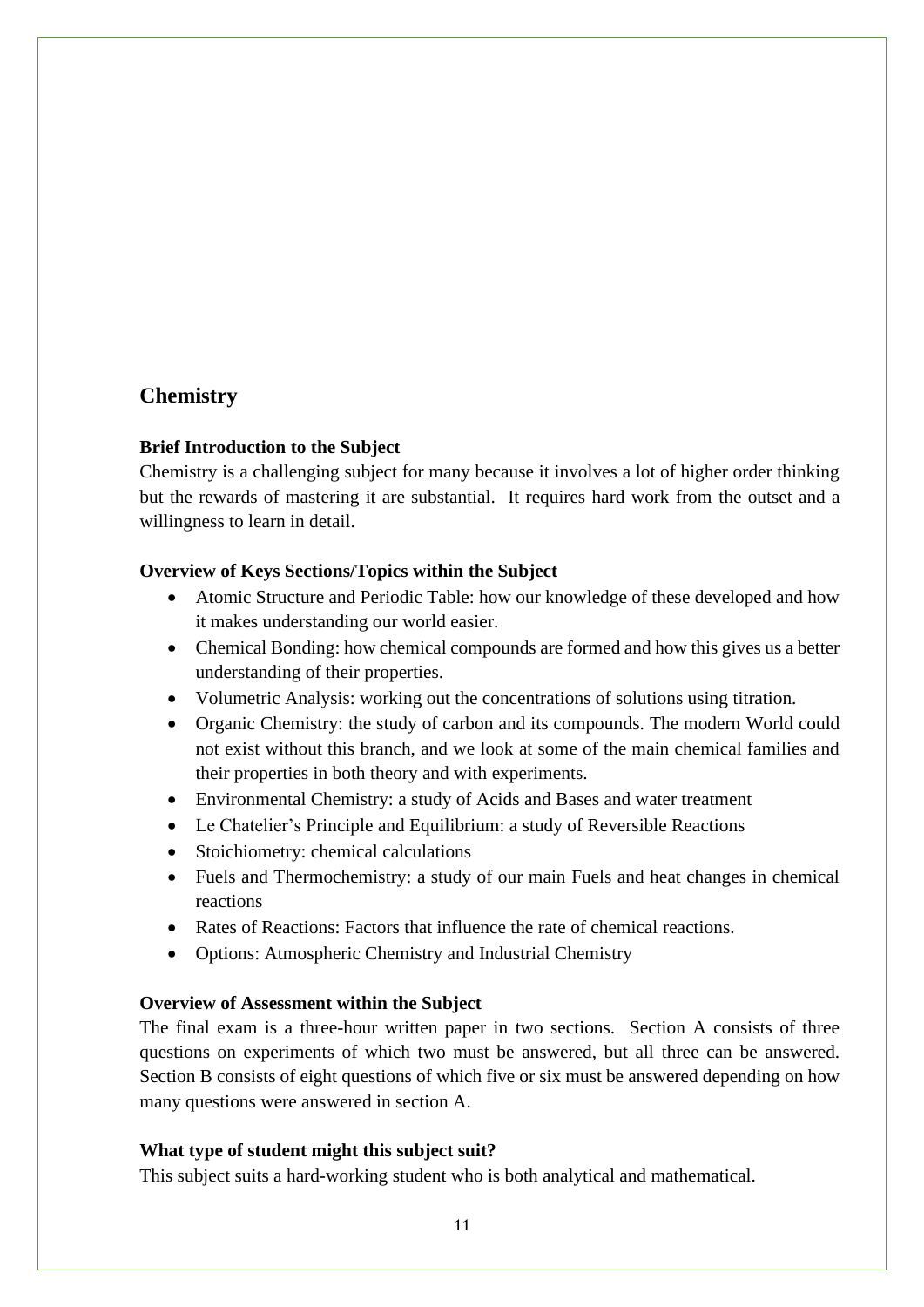## Chemistry

### Brief Introduction to the Subject

Chemistry is a challenging subject for many because it involves a lot of higher order thinking but the rewards of mastering it are substantial. It requires hard work from the outset and a willingness to learn in detail.

### Overview of Keys Sections/Topics within the Subject

- Atomic Structure and Periodic Table: how our knowledge of these developed and how it makes understanding our world easier.
- Chemical Bonding: how chemical compounds are formed and how this gives us a better understanding of their properties.
- Volumetric Analysis: working out the concentrations of solutions using titration.
- Organic Chemistry: the study of carbon and its compounds. The modern World could not exist without this branch, and we look at some of the main chemical families and their properties in both theory and with experiments.
- Environmental Chemistry: a study of Acids and Bases and water treatment
- Le Chatelier's Principle and Equilibrium: a study of Reversible Reactions
- Stoichiometry: chemical calculations
- Fuels and Thermochemistry: a study of our main Fuels and heat changes in chemical reactions
- Rates of Reactions: Factors that influence the rate of chemical reactions.
- Options: Atmospheric Chemistry and Industrial Chemistry

### Overview of Assessment within the Subject

The final exam is a three-hour written paper in two sections. Section A consists of three questions on experiments of which two must be answered, but all three can be answered. Section B consists of eight questions of which five or six must be answered depending on how many questions were answered in section A.

### What type of student might this subject suit?

This subject suits a hard-working student who is both analytical and mathematical.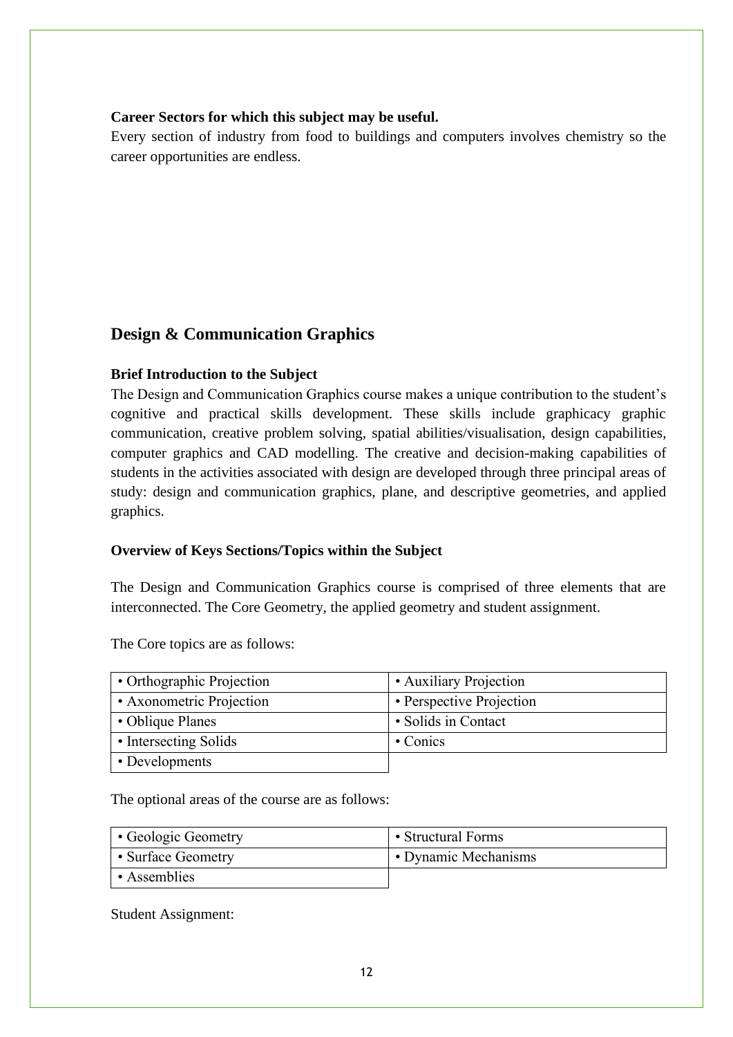**Career Sectors for which this subject may be useful.**

Every section of industry from food to buildings and computers involves chemistry so the career opportunities are endless.

## Design & Communication Graphics

**Brief Introduction to the Subject**

The Design and Communication Graphics course makes a unique contribution to the student's cognitive and practical skills development. These skills include graphicacy graphic communication, creative problem solving, spatial abilities/visualisation, design capabilities, computer graphics and CAD modelling. The creative and decision-making capabilities of students in the activities associated with design are developed through three principal areas of study: design and communication graphics, plane, and descriptive geometries, and applied graphics.

**Overview of Keys Sections/Topics within the Subject**

The Design and Communication Graphics course is comprised of three elements that are interconnected. The Core Geometry, the applied geometry and student assignment.

The Core topics are as follows:

| | |
|---|---|
| • Orthographic Projection | • Auxiliary Projection |
| • Axonometric Projection | • Perspective Projection |
| • Oblique Planes | • Solids in Contact |
| • Intersecting Solids | • Conics |
| • Developments | |

The optional areas of the course are as follows:

| | |
|---|---|
| • Geologic Geometry | • Structural Forms |
| • Surface Geometry | • Dynamic Mechanisms |
| • Assemblies | |

Student Assignment: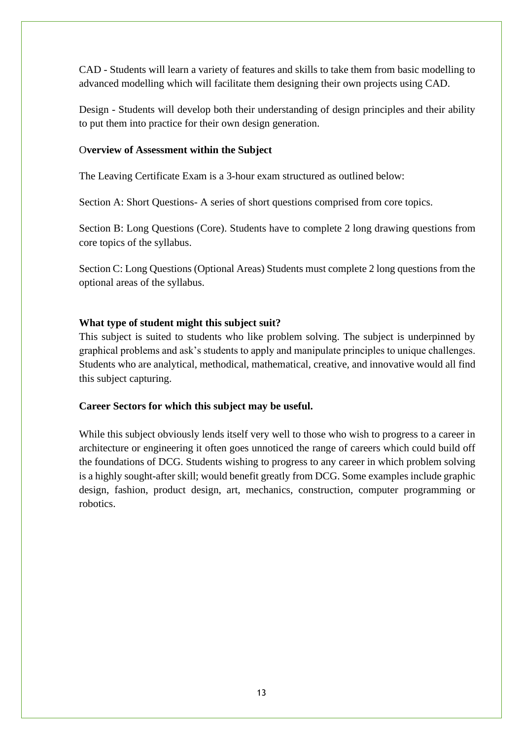CAD - Students will learn a variety of features and skills to take them from basic modelling to advanced modelling which will facilitate them designing their own projects using CAD.

Design - Students will develop both their understanding of design principles and their ability to put them into practice for their own design generation.

**Overview of Assessment within the Subject**

The Leaving Certificate Exam is a 3-hour exam structured as outlined below:

Section A: Short Questions- A series of short questions comprised from core topics.

Section B: Long Questions (Core). Students have to complete 2 long drawing questions from core topics of the syllabus.

Section C: Long Questions (Optional Areas) Students must complete 2 long questions from the optional areas of the syllabus.

**What type of student might this subject suit?**

This subject is suited to students who like problem solving. The subject is underpinned by graphical problems and ask's students to apply and manipulate principles to unique challenges. Students who are analytical, methodical, mathematical, creative, and innovative would all find this subject capturing.

**Career Sectors for which this subject may be useful.**

While this subject obviously lends itself very well to those who wish to progress to a career in architecture or engineering it often goes unnoticed the range of careers which could build off the foundations of DCG. Students wishing to progress to any career in which problem solving is a highly sought-after skill; would benefit greatly from DCG. Some examples include graphic design, fashion, product design, art, mechanics, construction, computer programming or robotics.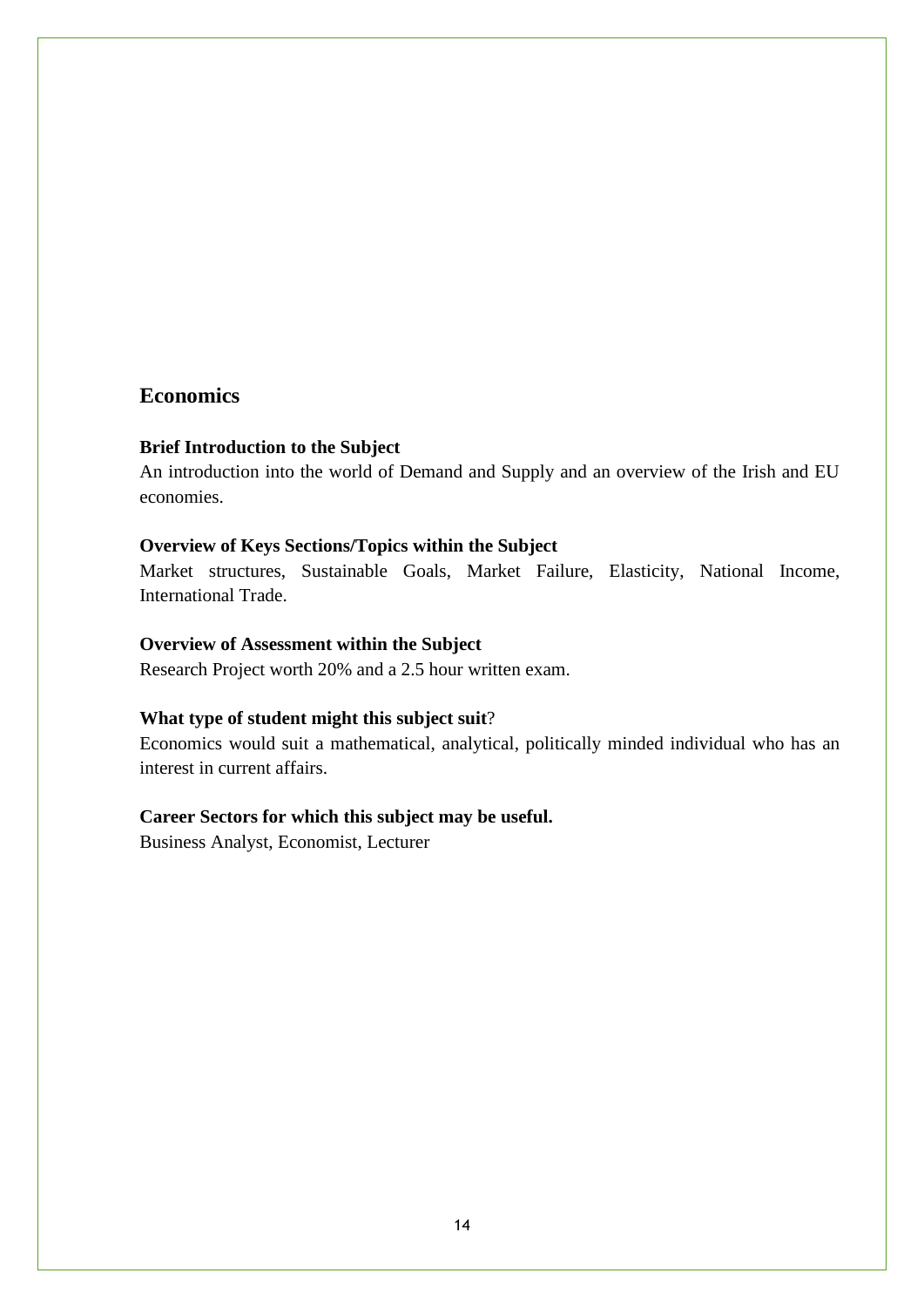## Economics

**Brief Introduction to the Subject**

An introduction into the world of Demand and Supply and an overview of the Irish and EU economies.

**Overview of Keys Sections/Topics within the Subject**

Market structures, Sustainable Goals, Market Failure, Elasticity, National Income, International Trade.

**Overview of Assessment within the Subject**

Research Project worth 20% and a 2.5 hour written exam.

**What type of student might this subject suit**?

Economics would suit a mathematical, analytical, politically minded individual who has an interest in current affairs.

**Career Sectors for which this subject may be useful.**

Business Analyst, Economist, Lecturer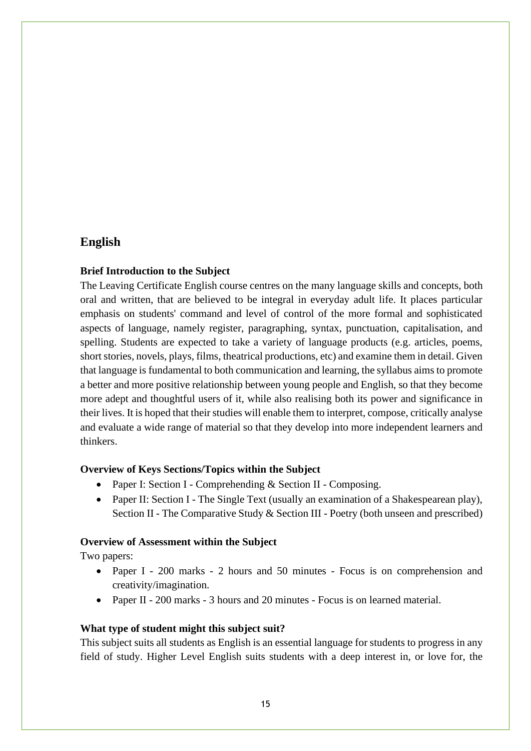## English

**Brief Introduction to the Subject**

The Leaving Certificate English course centres on the many language skills and concepts, both oral and written, that are believed to be integral in everyday adult life. It places particular emphasis on students' command and level of control of the more formal and sophisticated aspects of language, namely register, paragraphing, syntax, punctuation, capitalisation, and spelling. Students are expected to take a variety of language products (e.g. articles, poems, short stories, novels, plays, films, theatrical productions, etc) and examine them in detail. Given that language is fundamental to both communication and learning, the syllabus aims to promote a better and more positive relationship between young people and English, so that they become more adept and thoughtful users of it, while also realising both its power and significance in their lives. It is hoped that their studies will enable them to interpret, compose, critically analyse and evaluate a wide range of material so that they develop into more independent learners and thinkers.

**Overview of Keys Sections/Topics within the Subject**

- Paper I: Section I - Comprehending & Section II - Composing.
- Paper II: Section I - The Single Text (usually an examination of a Shakespearean play), Section II - The Comparative Study & Section III - Poetry (both unseen and prescribed)

**Overview of Assessment within the Subject**

Two papers:

- Paper I - 200 marks - 2 hours and 50 minutes - Focus is on comprehension and creativity/imagination.
- Paper II - 200 marks - 3 hours and 20 minutes - Focus is on learned material.

**What type of student might this subject suit?**

This subject suits all students as English is an essential language for students to progress in any field of study. Higher Level English suits students with a deep interest in, or love for, the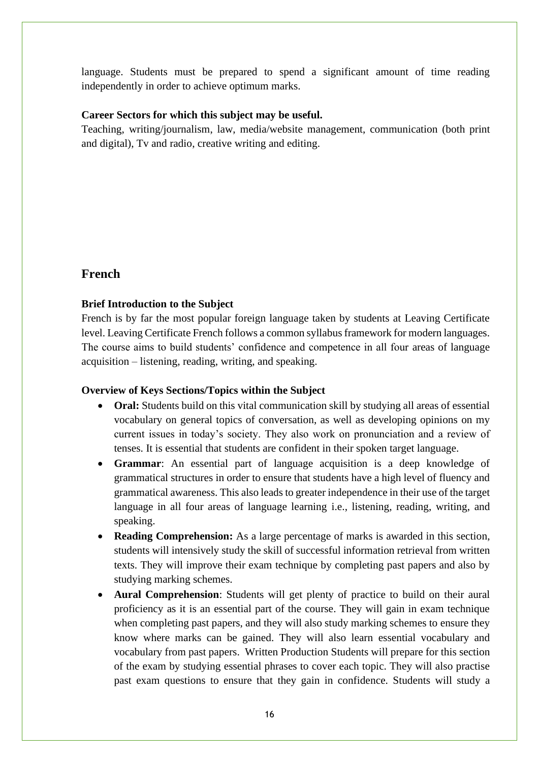language. Students must be prepared to spend a significant amount of time reading independently in order to achieve optimum marks.

**Career Sectors for which this subject may be useful.**
Teaching, writing/journalism, law, media/website management, communication (both print and digital), Tv and radio, creative writing and editing.

## French

**Brief Introduction to the Subject**
French is by far the most popular foreign language taken by students at Leaving Certificate level. Leaving Certificate French follows a common syllabus framework for modern languages. The course aims to build students' confidence and competence in all four areas of language acquisition – listening, reading, writing, and speaking.

**Overview of Keys Sections/Topics within the Subject**

- **Oral:** Students build on this vital communication skill by studying all areas of essential vocabulary on general topics of conversation, as well as developing opinions on my current issues in today's society. They also work on pronunciation and a review of tenses. It is essential that students are confident in their spoken target language.
- **Grammar**: An essential part of language acquisition is a deep knowledge of grammatical structures in order to ensure that students have a high level of fluency and grammatical awareness. This also leads to greater independence in their use of the target language in all four areas of language learning i.e., listening, reading, writing, and speaking.
- **Reading Comprehension:** As a large percentage of marks is awarded in this section, students will intensively study the skill of successful information retrieval from written texts. They will improve their exam technique by completing past papers and also by studying marking schemes.
- **Aural Comprehension**: Students will get plenty of practice to build on their aural proficiency as it is an essential part of the course. They will gain in exam technique when completing past papers, and they will also study marking schemes to ensure they know where marks can be gained. They will also learn essential vocabulary and vocabulary from past papers. Written Production Students will prepare for this section of the exam by studying essential phrases to cover each topic. They will also practise past exam questions to ensure that they gain in confidence. Students will study a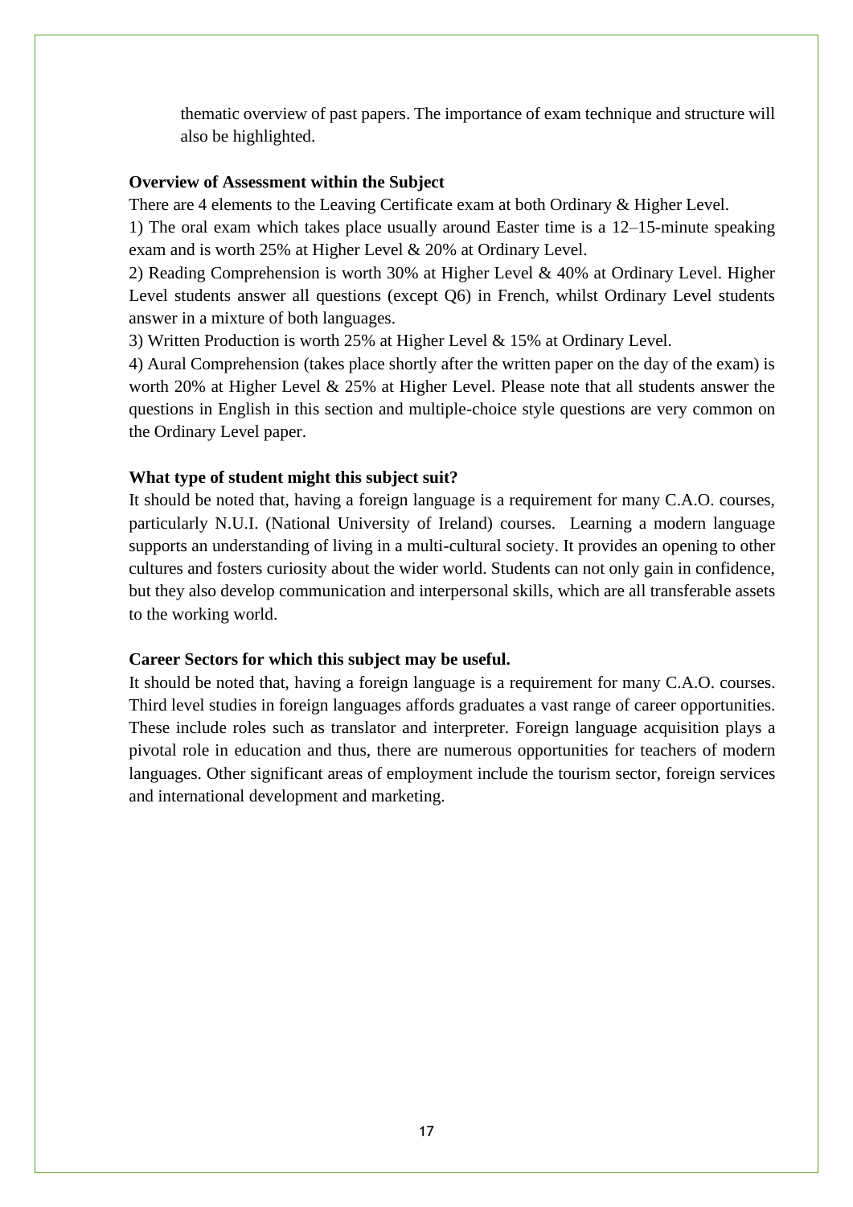thematic overview of past papers. The importance of exam technique and structure will also be highlighted.

**Overview of Assessment within the Subject**

There are 4 elements to the Leaving Certificate exam at both Ordinary & Higher Level.

1) The oral exam which takes place usually around Easter time is a 12–15-minute speaking exam and is worth 25% at Higher Level & 20% at Ordinary Level.

2) Reading Comprehension is worth 30% at Higher Level & 40% at Ordinary Level. Higher Level students answer all questions (except Q6) in French, whilst Ordinary Level students answer in a mixture of both languages.

3) Written Production is worth 25% at Higher Level & 15% at Ordinary Level.

4) Aural Comprehension (takes place shortly after the written paper on the day of the exam) is worth 20% at Higher Level & 25% at Higher Level. Please note that all students answer the questions in English in this section and multiple-choice style questions are very common on the Ordinary Level paper.

**What type of student might this subject suit?**

It should be noted that, having a foreign language is a requirement for many C.A.O. courses, particularly N.U.I. (National University of Ireland) courses. Learning a modern language supports an understanding of living in a multi-cultural society. It provides an opening to other cultures and fosters curiosity about the wider world. Students can not only gain in confidence, but they also develop communication and interpersonal skills, which are all transferable assets to the working world.

**Career Sectors for which this subject may be useful.**

It should be noted that, having a foreign language is a requirement for many C.A.O. courses. Third level studies in foreign languages affords graduates a vast range of career opportunities. These include roles such as translator and interpreter. Foreign language acquisition plays a pivotal role in education and thus, there are numerous opportunities for teachers of modern languages. Other significant areas of employment include the tourism sector, foreign services and international development and marketing.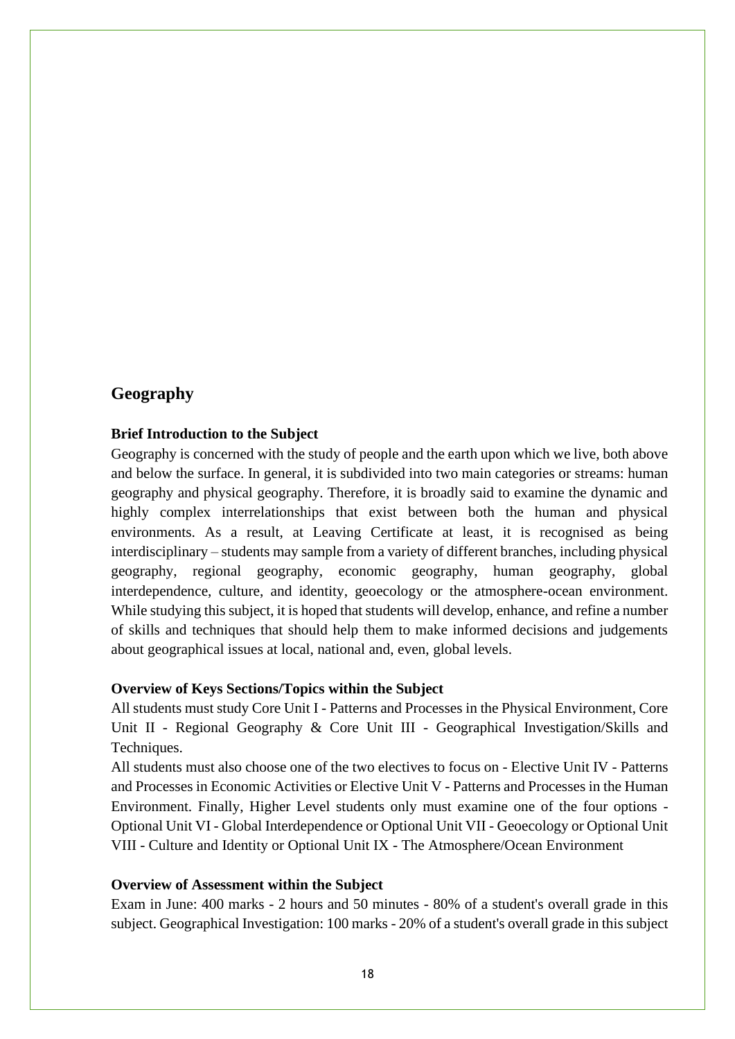## Geography

### Brief Introduction to the Subject

Geography is concerned with the study of people and the earth upon which we live, both above and below the surface. In general, it is subdivided into two main categories or streams: human geography and physical geography. Therefore, it is broadly said to examine the dynamic and highly complex interrelationships that exist between both the human and physical environments. As a result, at Leaving Certificate at least, it is recognised as being interdisciplinary – students may sample from a variety of different branches, including physical geography, regional geography, economic geography, human geography, global interdependence, culture, and identity, geoecology or the atmosphere-ocean environment. While studying this subject, it is hoped that students will develop, enhance, and refine a number of skills and techniques that should help them to make informed decisions and judgements about geographical issues at local, national and, even, global levels.

### Overview of Keys Sections/Topics within the Subject

All students must study Core Unit I - Patterns and Processes in the Physical Environment, Core Unit II - Regional Geography & Core Unit III - Geographical Investigation/Skills and Techniques.

All students must also choose one of the two electives to focus on - Elective Unit IV - Patterns and Processes in Economic Activities or Elective Unit V - Patterns and Processes in the Human Environment. Finally, Higher Level students only must examine one of the four options - Optional Unit VI - Global Interdependence or Optional Unit VII - Geoecology or Optional Unit VIII - Culture and Identity or Optional Unit IX - The Atmosphere/Ocean Environment

### Overview of Assessment within the Subject

Exam in June: 400 marks - 2 hours and 50 minutes - 80% of a student's overall grade in this subject. Geographical Investigation: 100 marks - 20% of a student's overall grade in this subject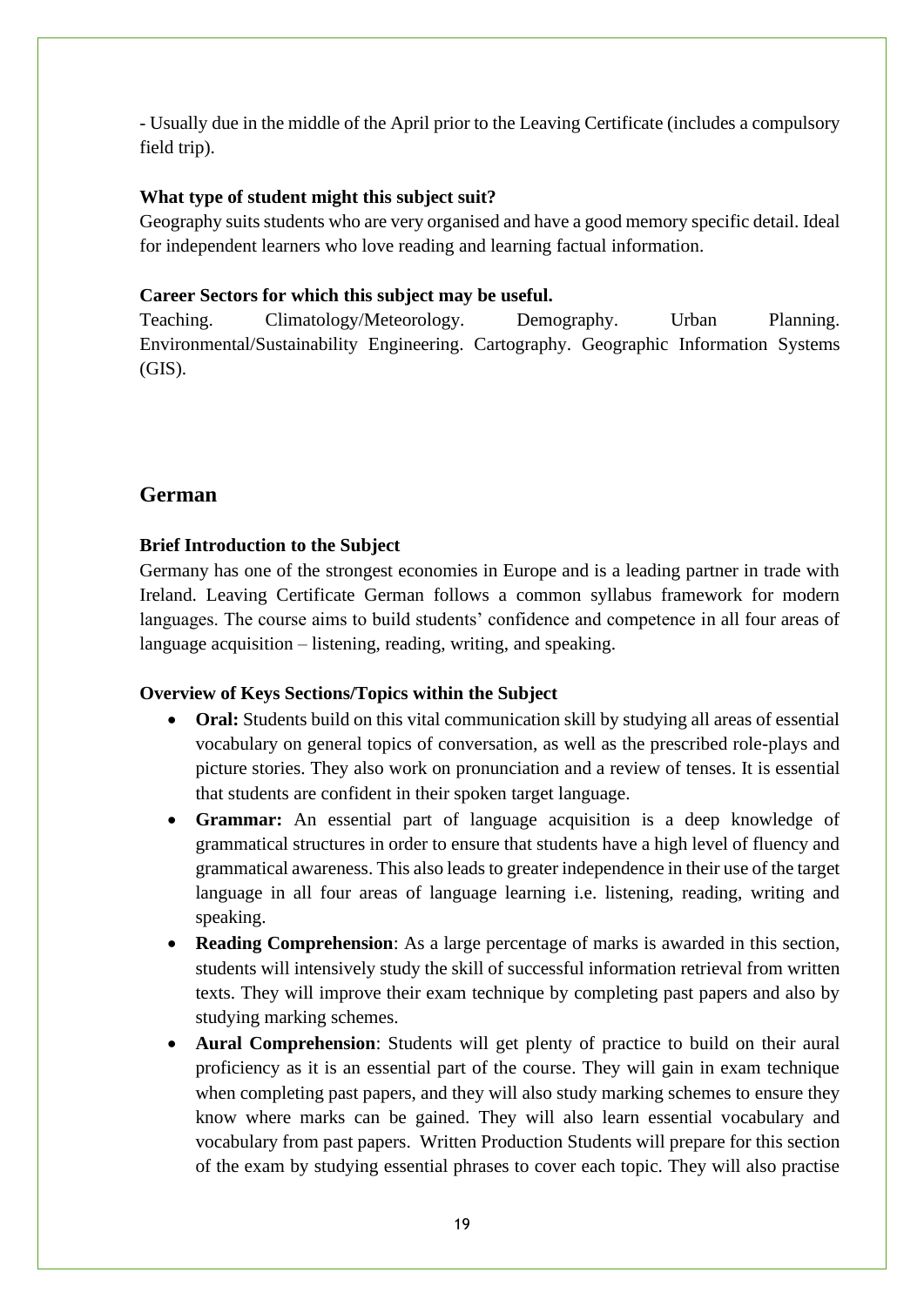- Usually due in the middle of the April prior to the Leaving Certificate (includes a compulsory field trip).

**What type of student might this subject suit?**

Geography suits students who are very organised and have a good memory specific detail. Ideal for independent learners who love reading and learning factual information.

**Career Sectors for which this subject may be useful.**

Teaching. Climatology/Meteorology. Demography. Urban Planning. Environmental/Sustainability Engineering. Cartography. Geographic Information Systems (GIS).

## German

**Brief Introduction to the Subject**

Germany has one of the strongest economies in Europe and is a leading partner in trade with Ireland. Leaving Certificate German follows a common syllabus framework for modern languages. The course aims to build students' confidence and competence in all four areas of language acquisition – listening, reading, writing, and speaking.

**Overview of Keys Sections/Topics within the Subject**

- **Oral:** Students build on this vital communication skill by studying all areas of essential vocabulary on general topics of conversation, as well as the prescribed role-plays and picture stories. They also work on pronunciation and a review of tenses. It is essential that students are confident in their spoken target language.
- **Grammar:** An essential part of language acquisition is a deep knowledge of grammatical structures in order to ensure that students have a high level of fluency and grammatical awareness. This also leads to greater independence in their use of the target language in all four areas of language learning i.e. listening, reading, writing and speaking.
- **Reading Comprehension**: As a large percentage of marks is awarded in this section, students will intensively study the skill of successful information retrieval from written texts. They will improve their exam technique by completing past papers and also by studying marking schemes.
- **Aural Comprehension**: Students will get plenty of practice to build on their aural proficiency as it is an essential part of the course. They will gain in exam technique when completing past papers, and they will also study marking schemes to ensure they know where marks can be gained. They will also learn essential vocabulary and vocabulary from past papers. Written Production Students will prepare for this section of the exam by studying essential phrases to cover each topic. They will also practise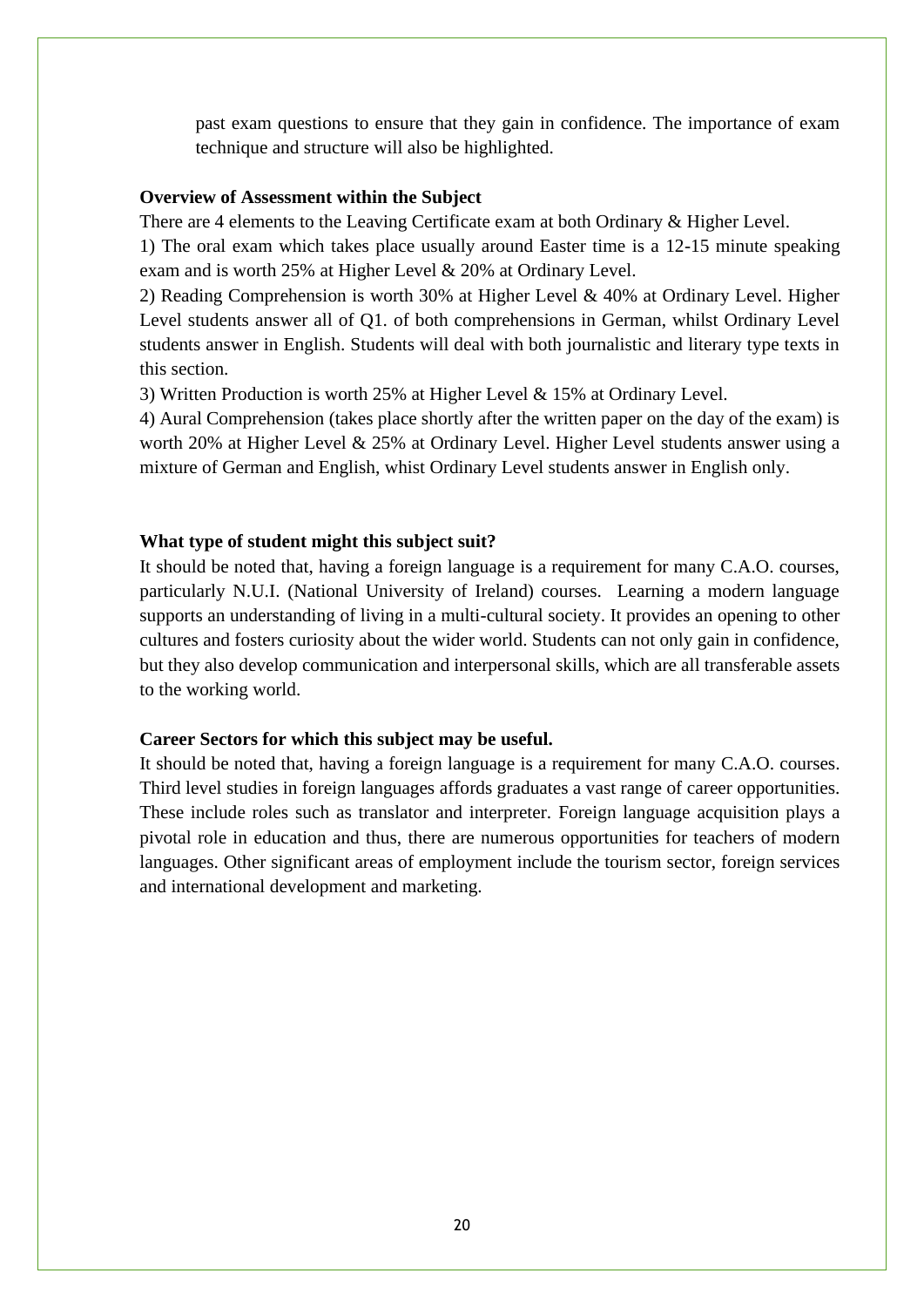past exam questions to ensure that they gain in confidence. The importance of exam technique and structure will also be highlighted.

**Overview of Assessment within the Subject**

There are 4 elements to the Leaving Certificate exam at both Ordinary & Higher Level.

1) The oral exam which takes place usually around Easter time is a 12-15 minute speaking exam and is worth 25% at Higher Level & 20% at Ordinary Level.

2) Reading Comprehension is worth 30% at Higher Level & 40% at Ordinary Level. Higher Level students answer all of Q1. of both comprehensions in German, whilst Ordinary Level students answer in English. Students will deal with both journalistic and literary type texts in this section.

3) Written Production is worth 25% at Higher Level & 15% at Ordinary Level.

4) Aural Comprehension (takes place shortly after the written paper on the day of the exam) is worth 20% at Higher Level & 25% at Ordinary Level. Higher Level students answer using a mixture of German and English, whist Ordinary Level students answer in English only.

**What type of student might this subject suit?**

It should be noted that, having a foreign language is a requirement for many C.A.O. courses, particularly N.U.I. (National University of Ireland) courses. Learning a modern language supports an understanding of living in a multi-cultural society. It provides an opening to other cultures and fosters curiosity about the wider world. Students can not only gain in confidence, but they also develop communication and interpersonal skills, which are all transferable assets to the working world.

**Career Sectors for which this subject may be useful.**

It should be noted that, having a foreign language is a requirement for many C.A.O. courses. Third level studies in foreign languages affords graduates a vast range of career opportunities. These include roles such as translator and interpreter. Foreign language acquisition plays a pivotal role in education and thus, there are numerous opportunities for teachers of modern languages. Other significant areas of employment include the tourism sector, foreign services and international development and marketing.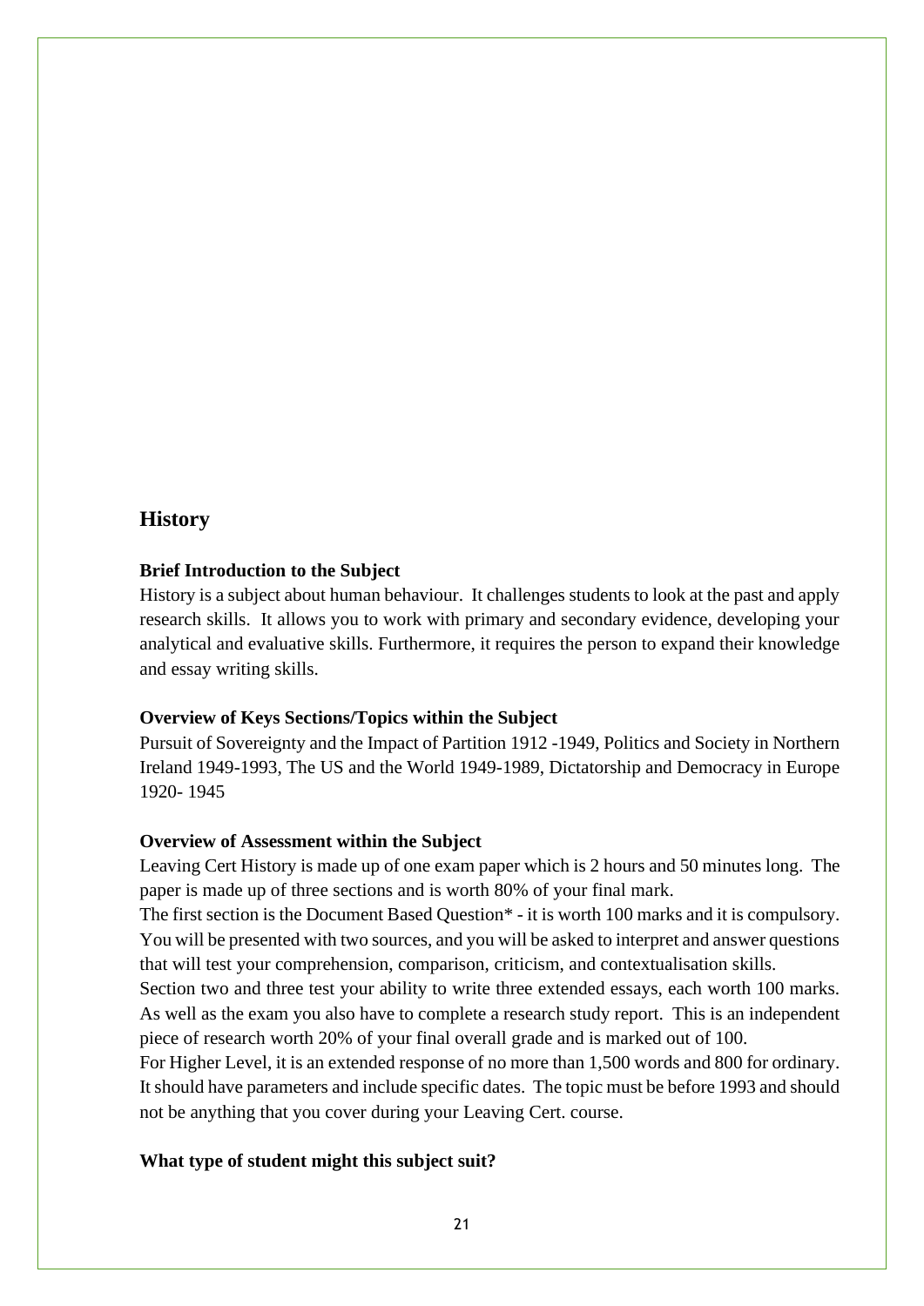## History

### Brief Introduction to the Subject

History is a subject about human behaviour. It challenges students to look at the past and apply research skills. It allows you to work with primary and secondary evidence, developing your analytical and evaluative skills. Furthermore, it requires the person to expand their knowledge and essay writing skills.

### Overview of Keys Sections/Topics within the Subject

Pursuit of Sovereignty and the Impact of Partition 1912 -1949, Politics and Society in Northern Ireland 1949-1993, The US and the World 1949-1989, Dictatorship and Democracy in Europe 1920- 1945

### Overview of Assessment within the Subject

Leaving Cert History is made up of one exam paper which is 2 hours and 50 minutes long. The paper is made up of three sections and is worth 80% of your final mark.

The first section is the Document Based Question* - it is worth 100 marks and it is compulsory. You will be presented with two sources, and you will be asked to interpret and answer questions that will test your comprehension, comparison, criticism, and contextualisation skills.

Section two and three test your ability to write three extended essays, each worth 100 marks. As well as the exam you also have to complete a research study report. This is an independent piece of research worth 20% of your final overall grade and is marked out of 100.

For Higher Level, it is an extended response of no more than 1,500 words and 800 for ordinary. It should have parameters and include specific dates. The topic must be before 1993 and should not be anything that you cover during your Leaving Cert. course.

### What type of student might this subject suit?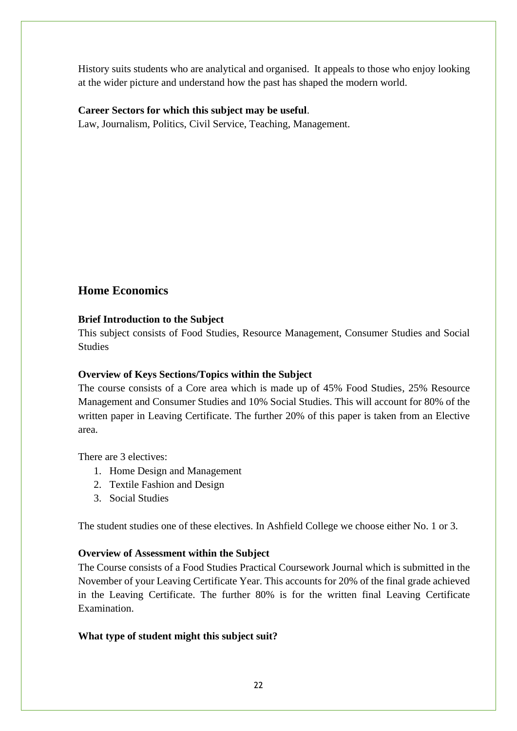History suits students who are analytical and organised. It appeals to those who enjoy looking at the wider picture and understand how the past has shaped the modern world.

**Career Sectors for which this subject may be useful**.

Law, Journalism, Politics, Civil Service, Teaching, Management.

## Home Economics

**Brief Introduction to the Subject**

This subject consists of Food Studies, Resource Management, Consumer Studies and Social Studies

**Overview of Keys Sections/Topics within the Subject**

The course consists of a Core area which is made up of 45% Food Studies, 25% Resource Management and Consumer Studies and 10% Social Studies. This will account for 80% of the written paper in Leaving Certificate. The further 20% of this paper is taken from an Elective area.

There are 3 electives:

1. Home Design and Management
2. Textile Fashion and Design
3. Social Studies

The student studies one of these electives. In Ashfield College we choose either No. 1 or 3.

**Overview of Assessment within the Subject**

The Course consists of a Food Studies Practical Coursework Journal which is submitted in the November of your Leaving Certificate Year. This accounts for 20% of the final grade achieved in the Leaving Certificate. The further 80% is for the written final Leaving Certificate Examination.

**What type of student might this subject suit?**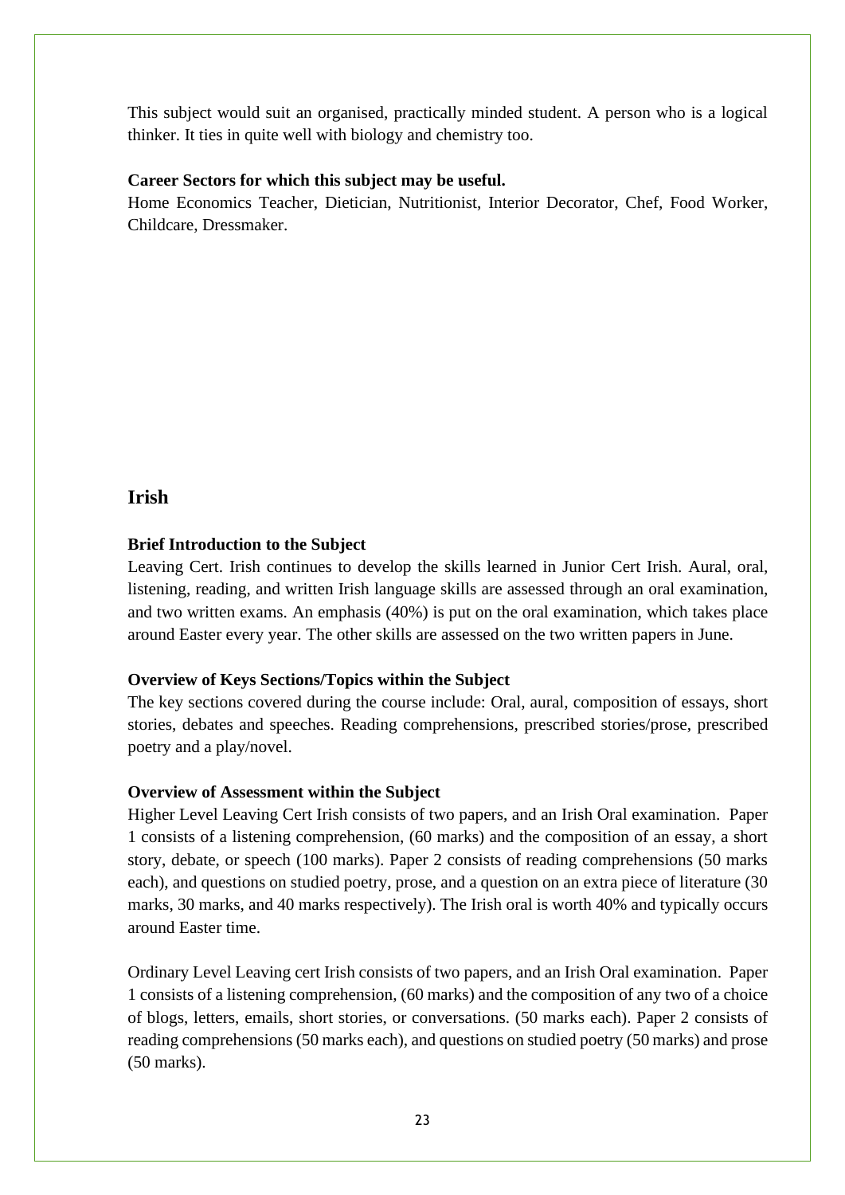This subject would suit an organised, practically minded student. A person who is a logical thinker. It ties in quite well with biology and chemistry too.

**Career Sectors for which this subject may be useful.**
Home Economics Teacher, Dietician, Nutritionist, Interior Decorator, Chef, Food Worker, Childcare, Dressmaker.

## Irish

**Brief Introduction to the Subject**
Leaving Cert. Irish continues to develop the skills learned in Junior Cert Irish. Aural, oral, listening, reading, and written Irish language skills are assessed through an oral examination, and two written exams. An emphasis (40%) is put on the oral examination, which takes place around Easter every year. The other skills are assessed on the two written papers in June.

**Overview of Keys Sections/Topics within the Subject**
The key sections covered during the course include: Oral, aural, composition of essays, short stories, debates and speeches. Reading comprehensions, prescribed stories/prose, prescribed poetry and a play/novel.

**Overview of Assessment within the Subject**
Higher Level Leaving Cert Irish consists of two papers, and an Irish Oral examination. Paper 1 consists of a listening comprehension, (60 marks) and the composition of an essay, a short story, debate, or speech (100 marks). Paper 2 consists of reading comprehensions (50 marks each), and questions on studied poetry, prose, and a question on an extra piece of literature (30 marks, 30 marks, and 40 marks respectively). The Irish oral is worth 40% and typically occurs around Easter time.

Ordinary Level Leaving cert Irish consists of two papers, and an Irish Oral examination. Paper 1 consists of a listening comprehension, (60 marks) and the composition of any two of a choice of blogs, letters, emails, short stories, or conversations. (50 marks each). Paper 2 consists of reading comprehensions (50 marks each), and questions on studied poetry (50 marks) and prose (50 marks).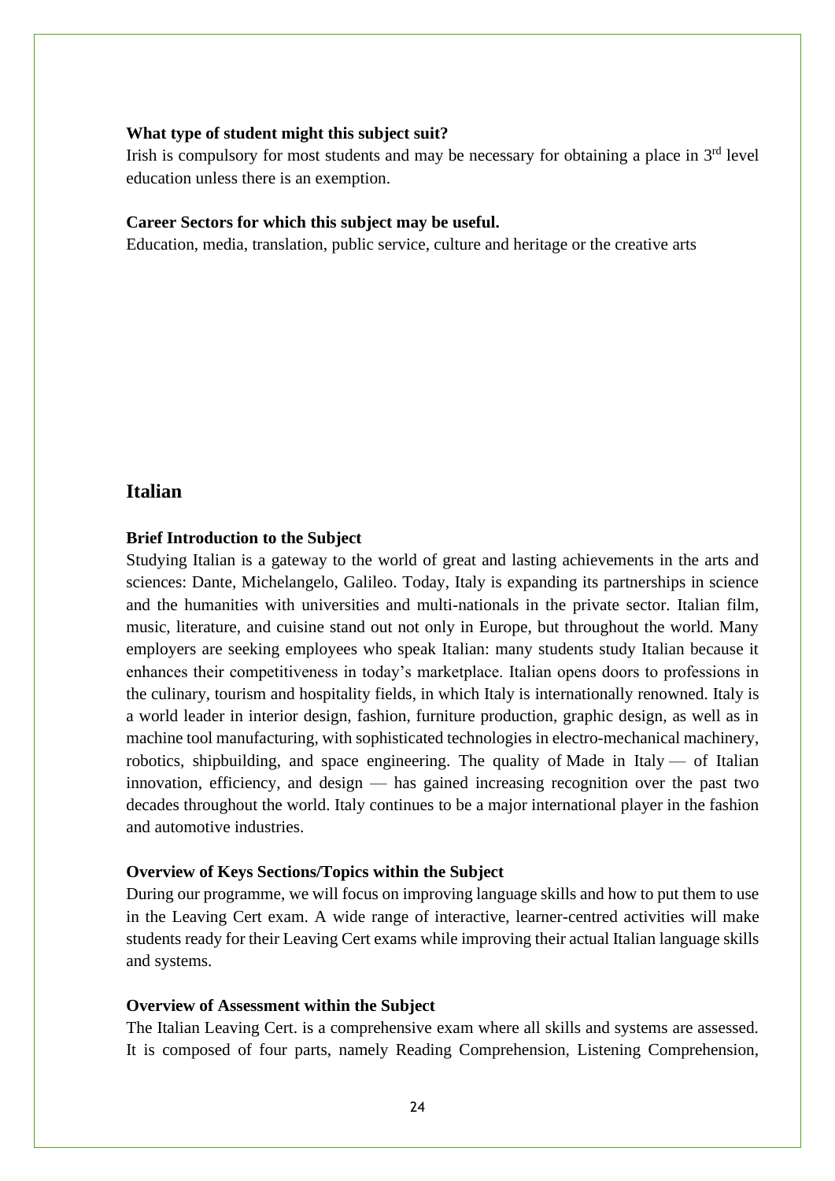**What type of student might this subject suit?**

Irish is compulsory for most students and may be necessary for obtaining a place in 3rd level education unless there is an exemption.

**Career Sectors for which this subject may be useful.**

Education, media, translation, public service, culture and heritage or the creative arts

## Italian

**Brief Introduction to the Subject**

Studying Italian is a gateway to the world of great and lasting achievements in the arts and sciences: Dante, Michelangelo, Galileo. Today, Italy is expanding its partnerships in science and the humanities with universities and multi-nationals in the private sector. Italian film, music, literature, and cuisine stand out not only in Europe, but throughout the world. Many employers are seeking employees who speak Italian: many students study Italian because it enhances their competitiveness in today's marketplace. Italian opens doors to professions in the culinary, tourism and hospitality fields, in which Italy is internationally renowned. Italy is a world leader in interior design, fashion, furniture production, graphic design, as well as in machine tool manufacturing, with sophisticated technologies in electro-mechanical machinery, robotics, shipbuilding, and space engineering. The quality of Made in Italy — of Italian innovation, efficiency, and design — has gained increasing recognition over the past two decades throughout the world. Italy continues to be a major international player in the fashion and automotive industries.

**Overview of Keys Sections/Topics within the Subject**

During our programme, we will focus on improving language skills and how to put them to use in the Leaving Cert exam. A wide range of interactive, learner-centred activities will make students ready for their Leaving Cert exams while improving their actual Italian language skills and systems.

**Overview of Assessment within the Subject**

The Italian Leaving Cert. is a comprehensive exam where all skills and systems are assessed. It is composed of four parts, namely Reading Comprehension, Listening Comprehension,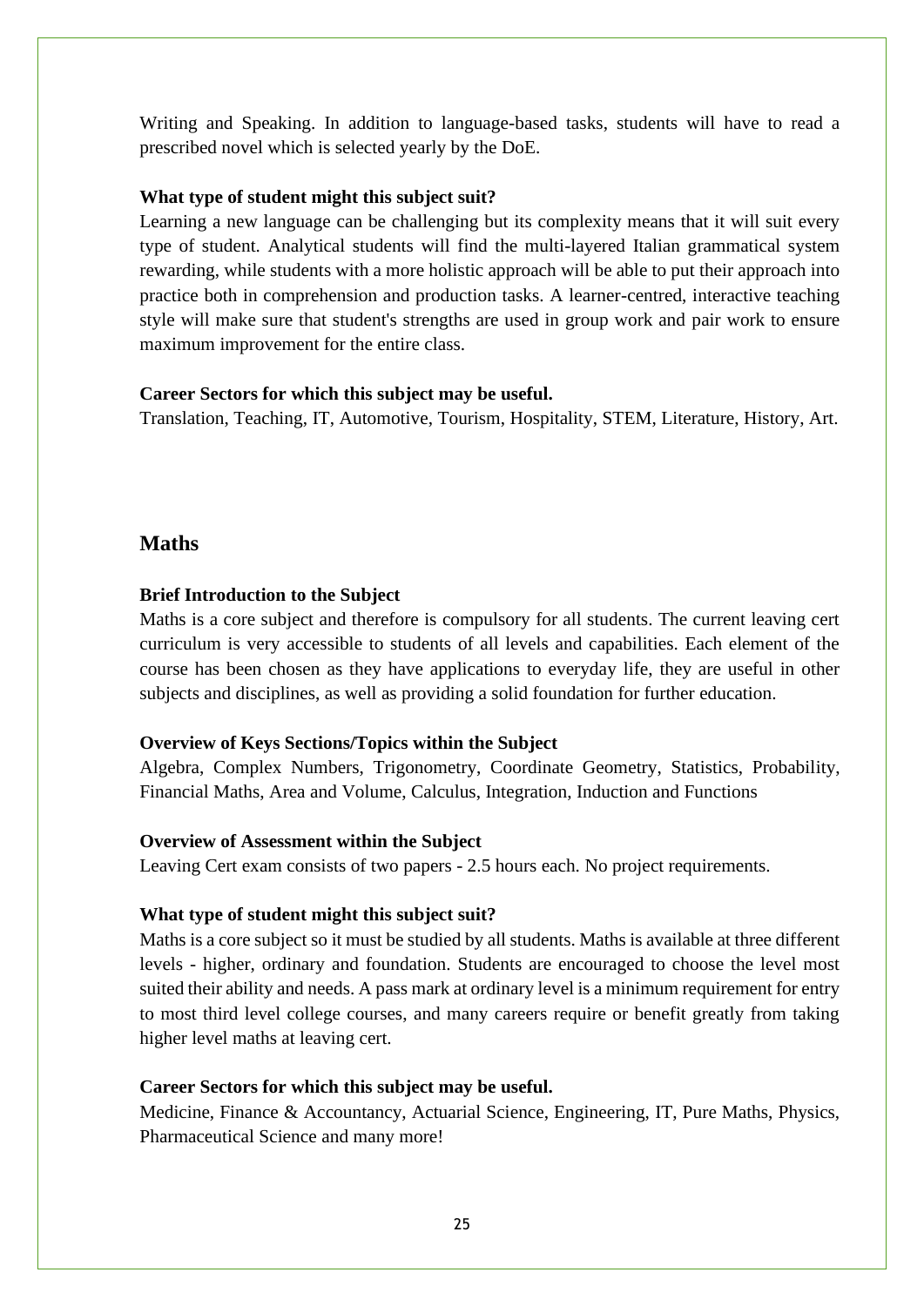Writing and Speaking. In addition to language-based tasks, students will have to read a prescribed novel which is selected yearly by the DoE.

**What type of student might this subject suit?**

Learning a new language can be challenging but its complexity means that it will suit every type of student. Analytical students will find the multi-layered Italian grammatical system rewarding, while students with a more holistic approach will be able to put their approach into practice both in comprehension and production tasks. A learner-centred, interactive teaching style will make sure that student's strengths are used in group work and pair work to ensure maximum improvement for the entire class.

**Career Sectors for which this subject may be useful.**

Translation, Teaching, IT, Automotive, Tourism, Hospitality, STEM, Literature, History, Art.

## Maths

**Brief Introduction to the Subject**

Maths is a core subject and therefore is compulsory for all students. The current leaving cert curriculum is very accessible to students of all levels and capabilities. Each element of the course has been chosen as they have applications to everyday life, they are useful in other subjects and disciplines, as well as providing a solid foundation for further education.

**Overview of Keys Sections/Topics within the Subject**

Algebra, Complex Numbers, Trigonometry, Coordinate Geometry, Statistics, Probability, Financial Maths, Area and Volume, Calculus, Integration, Induction and Functions

**Overview of Assessment within the Subject**

Leaving Cert exam consists of two papers - 2.5 hours each. No project requirements.

**What type of student might this subject suit?**

Maths is a core subject so it must be studied by all students. Maths is available at three different levels - higher, ordinary and foundation. Students are encouraged to choose the level most suited their ability and needs. A pass mark at ordinary level is a minimum requirement for entry to most third level college courses, and many careers require or benefit greatly from taking higher level maths at leaving cert.

**Career Sectors for which this subject may be useful.**

Medicine, Finance & Accountancy, Actuarial Science, Engineering, IT, Pure Maths, Physics, Pharmaceutical Science and many more!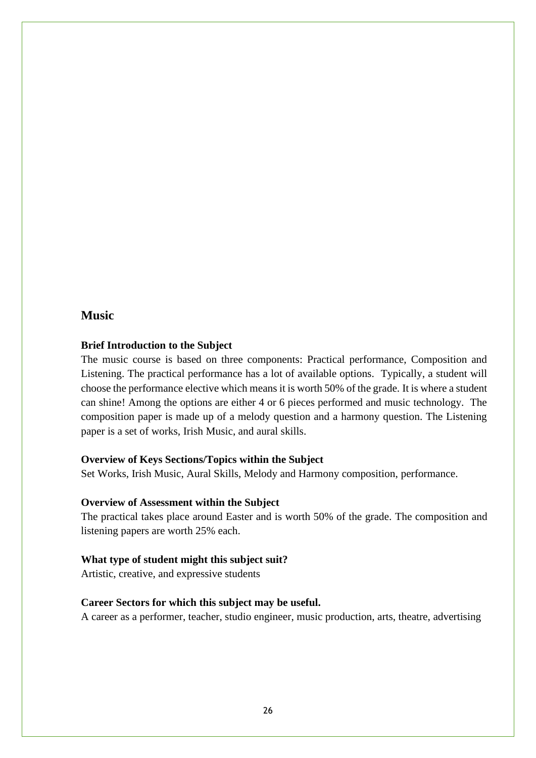## Music

### Brief Introduction to the Subject

The music course is based on three components: Practical performance, Composition and Listening. The practical performance has a lot of available options.  Typically, a student will choose the performance elective which means it is worth 50% of the grade. It is where a student can shine! Among the options are either 4 or 6 pieces performed and music technology.  The composition paper is made up of a melody question and a harmony question. The Listening paper is a set of works, Irish Music, and aural skills.

### Overview of Keys Sections/Topics within the Subject

Set Works, Irish Music, Aural Skills, Melody and Harmony composition, performance.

### Overview of Assessment within the Subject

The practical takes place around Easter and is worth 50% of the grade. The composition and listening papers are worth 25% each.

### What type of student might this subject suit?

Artistic, creative, and expressive students

### Career Sectors for which this subject may be useful.

A career as a performer, teacher, studio engineer, music production, arts, theatre, advertising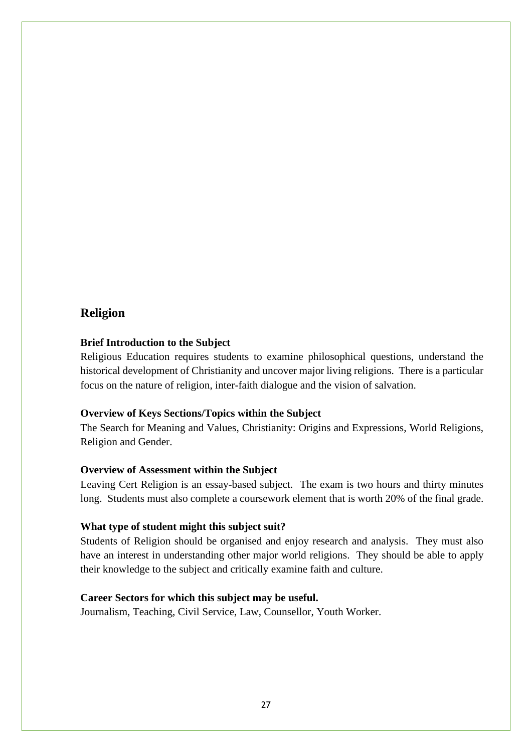## Religion

### Brief Introduction to the Subject

Religious Education requires students to examine philosophical questions, understand the historical development of Christianity and uncover major living religions. There is a particular focus on the nature of religion, inter-faith dialogue and the vision of salvation.

### Overview of Keys Sections/Topics within the Subject

The Search for Meaning and Values, Christianity: Origins and Expressions, World Religions, Religion and Gender.

### Overview of Assessment within the Subject

Leaving Cert Religion is an essay-based subject. The exam is two hours and thirty minutes long. Students must also complete a coursework element that is worth 20% of the final grade.

### What type of student might this subject suit?

Students of Religion should be organised and enjoy research and analysis. They must also have an interest in understanding other major world religions. They should be able to apply their knowledge to the subject and critically examine faith and culture.

### Career Sectors for which this subject may be useful.

Journalism, Teaching, Civil Service, Law, Counsellor, Youth Worker.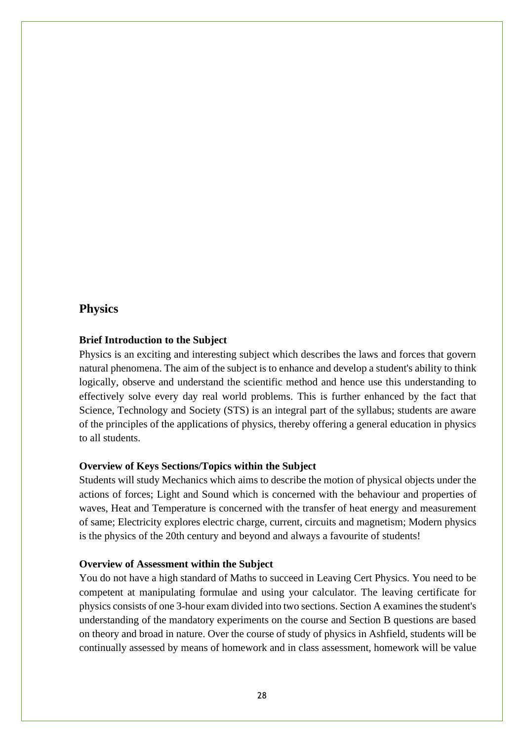## Physics

### Brief Introduction to the Subject

Physics is an exciting and interesting subject which describes the laws and forces that govern natural phenomena. The aim of the subject is to enhance and develop a student's ability to think logically, observe and understand the scientific method and hence use this understanding to effectively solve every day real world problems. This is further enhanced by the fact that Science, Technology and Society (STS) is an integral part of the syllabus; students are aware of the principles of the applications of physics, thereby offering a general education in physics to all students.

### Overview of Keys Sections/Topics within the Subject

Students will study Mechanics which aims to describe the motion of physical objects under the actions of forces; Light and Sound which is concerned with the behaviour and properties of waves, Heat and Temperature is concerned with the transfer of heat energy and measurement of same; Electricity explores electric charge, current, circuits and magnetism; Modern physics is the physics of the 20th century and beyond and always a favourite of students!

### Overview of Assessment within the Subject

You do not have a high standard of Maths to succeed in Leaving Cert Physics. You need to be competent at manipulating formulae and using your calculator. The leaving certificate for physics consists of one 3-hour exam divided into two sections. Section A examines the student's understanding of the mandatory experiments on the course and Section B questions are based on theory and broad in nature. Over the course of study of physics in Ashfield, students will be continually assessed by means of homework and in class assessment, homework will be value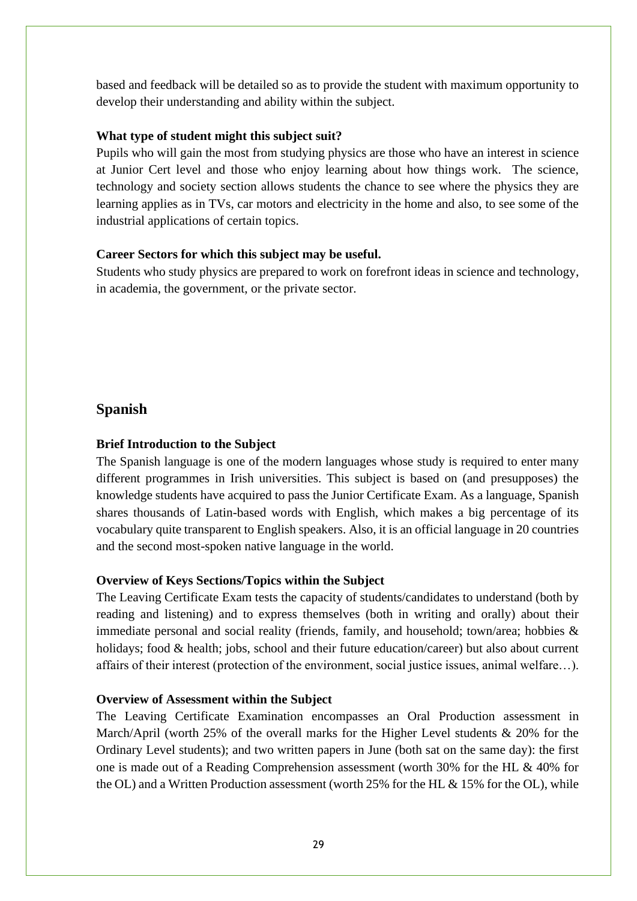based and feedback will be detailed so as to provide the student with maximum opportunity to develop their understanding and ability within the subject.

**What type of student might this subject suit?**

Pupils who will gain the most from studying physics are those who have an interest in science at Junior Cert level and those who enjoy learning about how things work. The science, technology and society section allows students the chance to see where the physics they are learning applies as in TVs, car motors and electricity in the home and also, to see some of the industrial applications of certain topics.

**Career Sectors for which this subject may be useful.**

Students who study physics are prepared to work on forefront ideas in science and technology, in academia, the government, or the private sector.

## Spanish

**Brief Introduction to the Subject**

The Spanish language is one of the modern languages whose study is required to enter many different programmes in Irish universities. This subject is based on (and presupposes) the knowledge students have acquired to pass the Junior Certificate Exam. As a language, Spanish shares thousands of Latin-based words with English, which makes a big percentage of its vocabulary quite transparent to English speakers. Also, it is an official language in 20 countries and the second most-spoken native language in the world.

**Overview of Keys Sections/Topics within the Subject**

The Leaving Certificate Exam tests the capacity of students/candidates to understand (both by reading and listening) and to express themselves (both in writing and orally) about their immediate personal and social reality (friends, family, and household; town/area; hobbies & holidays; food & health; jobs, school and their future education/career) but also about current affairs of their interest (protection of the environment, social justice issues, animal welfare…).

**Overview of Assessment within the Subject**

The Leaving Certificate Examination encompasses an Oral Production assessment in March/April (worth 25% of the overall marks for the Higher Level students & 20% for the Ordinary Level students); and two written papers in June (both sat on the same day): the first one is made out of a Reading Comprehension assessment (worth 30% for the HL & 40% for the OL) and a Written Production assessment (worth 25% for the HL & 15% for the OL), while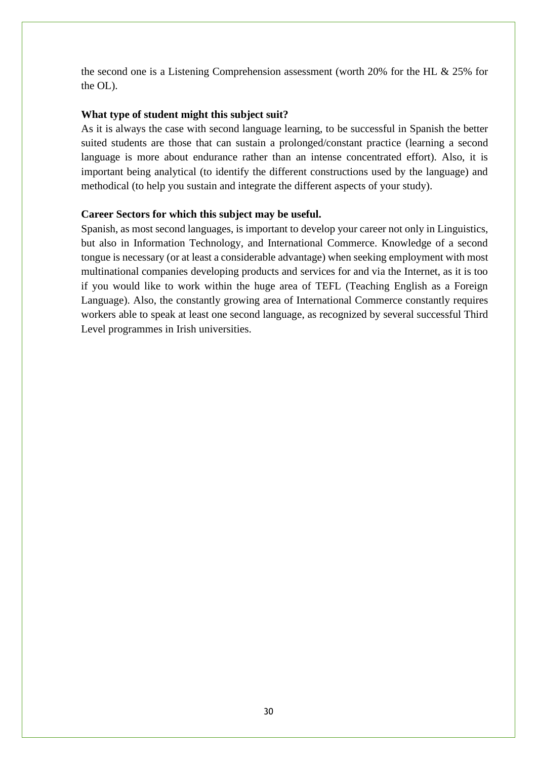the second one is a Listening Comprehension assessment (worth 20% for the HL & 25% for the OL).

**What type of student might this subject suit?**

As it is always the case with second language learning, to be successful in Spanish the better suited students are those that can sustain a prolonged/constant practice (learning a second language is more about endurance rather than an intense concentrated effort). Also, it is important being analytical (to identify the different constructions used by the language) and methodical (to help you sustain and integrate the different aspects of your study).

**Career Sectors for which this subject may be useful.**

Spanish, as most second languages, is important to develop your career not only in Linguistics, but also in Information Technology, and International Commerce. Knowledge of a second tongue is necessary (or at least a considerable advantage) when seeking employment with most multinational companies developing products and services for and via the Internet, as it is too if you would like to work within the huge area of TEFL (Teaching English as a Foreign Language). Also, the constantly growing area of International Commerce constantly requires workers able to speak at least one second language, as recognized by several successful Third Level programmes in Irish universities.